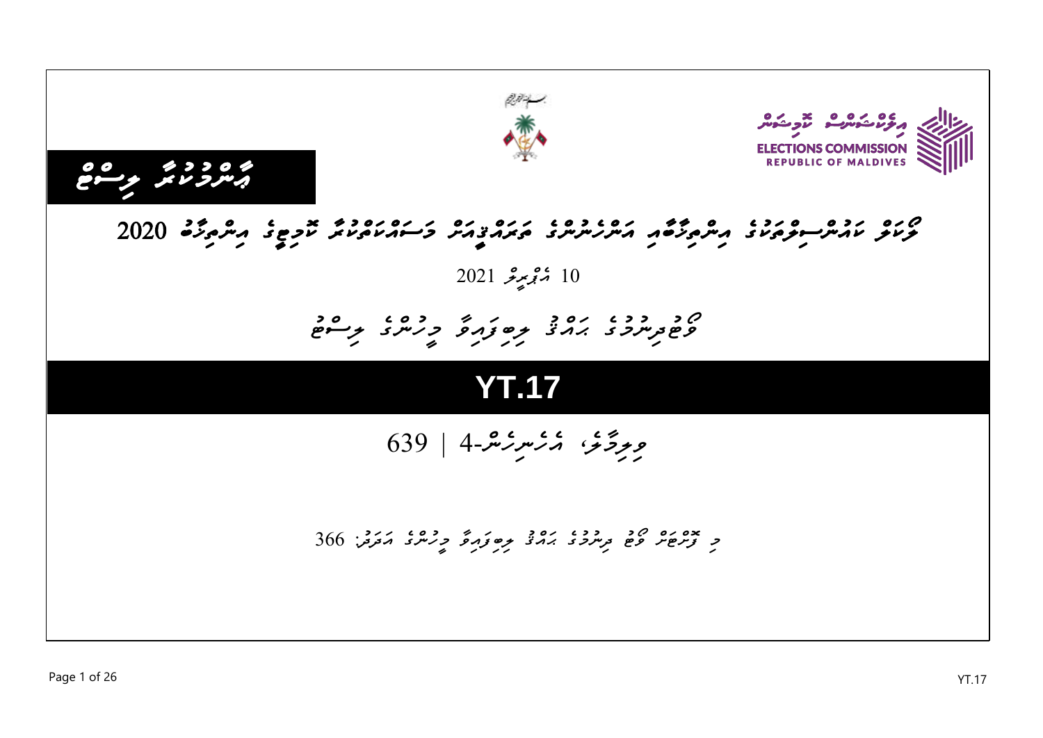بسم الله الرحمن الرحيم

އިލެކްޝަންސް ކޮމިޝަން

ELECTIONS COMMISSION
REPUBLIC OF MALDIVES

އަންތިމަ ނަތީޖާ

# ލޯކަލް ކައުންސިލްތަކުގެ އިންތިޚާބާއި އަންހެނުންގެ ތަރައްޤީއަށް މަސައްކަތްކުރާ ކޮމިޓީގެ އިންތިޚާބު 2020

10 އޭޕްރީލް 2021

ވޯޓުދިނުމުގެ ނައްޓާ ލިބިފައިވާ ވޯޓުގެ ނަތީޖާ

# YT.17

ވިލިމާލެ، އަހުނުހުން-4 | 639

މި ޖޯނުބަލަ ވޯޓު ދިނުމުގެ ނައްޓާ ލިބިފައިވާ ވޯޓުގެ އަދަދު: 366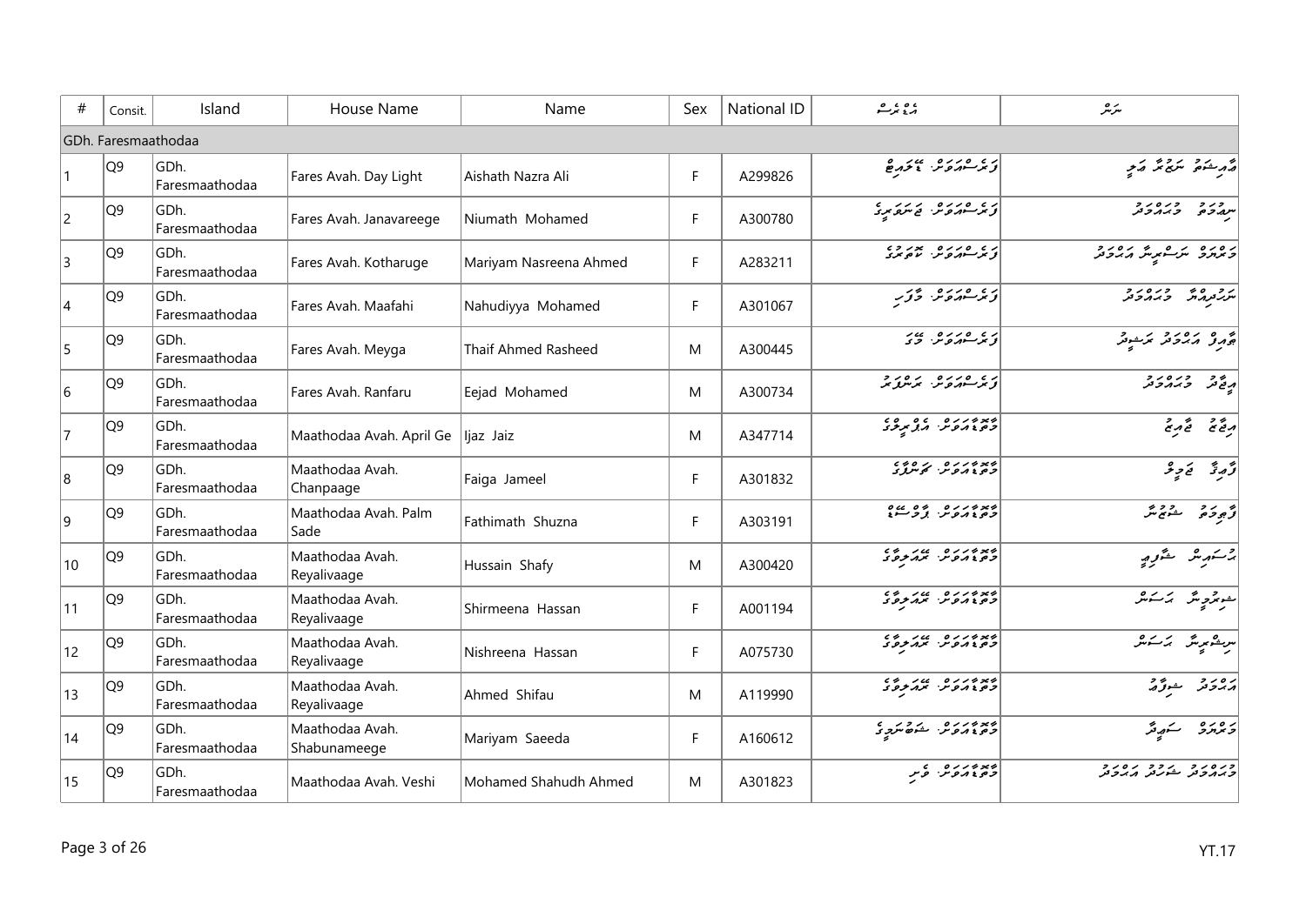| # | Consit. | Island | House Name | Name | Sex | National ID | ދާއިރާ | ނަން |
|---|---|---|---|---|---|---|---|---|
| GDh. Faresmaathodaa | | | | | | | | |
| 1 | Q9 | GDh. Faresmaathodaa | Fares Avah. Day Light | Aishath Nazra Ali | F | A299826 | | |
| 2 | Q9 | GDh. Faresmaathodaa | Fares Avah. Janavareege | Niumath Mohamed | F | A300780 | | |
| 3 | Q9 | GDh. Faresmaathodaa | Fares Avah. Kotharuge | Mariyam Nasreena Ahmed | F | A283211 | | |
| 4 | Q9 | GDh. Faresmaathodaa | Fares Avah. Maafahi | Nahudiyya Mohamed | F | A301067 | | |
| 5 | Q9 | GDh. Faresmaathodaa | Fares Avah. Meyga | Thaif Ahmed Rasheed | M | A300445 | | |
| 6 | Q9 | GDh. Faresmaathodaa | Fares Avah. Ranfaru | Eejad Mohamed | M | A300734 | | |
| 7 | Q9 | GDh. Faresmaathodaa | Maathodaa Avah. April Ge | Ijaz Jaiz | M | A347714 | | |
| 8 | Q9 | GDh. Faresmaathodaa | Maathodaa Avah. Chanpaage | Faiga Jameel | F | A301832 | | |
| 9 | Q9 | GDh. Faresmaathodaa | Maathodaa Avah. Palm Sade | Fathimath Shuzna | F | A303191 | | |
| 10 | Q9 | GDh. Faresmaathodaa | Maathodaa Avah. Reyalivaage | Hussain Shafy | M | A300420 | | |
| 11 | Q9 | GDh. Faresmaathodaa | Maathodaa Avah. Reyalivaage | Shirmeena Hassan | F | A001194 | | |
| 12 | Q9 | GDh. Faresmaathodaa | Maathodaa Avah. Reyalivaage | Nishreena Hassan | F | A075730 | | |
| 13 | Q9 | GDh. Faresmaathodaa | Maathodaa Avah. Reyalivaage | Ahmed Shifau | M | A119990 | | |
| 14 | Q9 | GDh. Faresmaathodaa | Maathodaa Avah. Shabunameege | Mariyam Saeeda | F | A160612 | | |
| 15 | Q9 | GDh. Faresmaathodaa | Maathodaa Avah. Veshi | Mohamed Shahudh Ahmed | M | A301823 | | |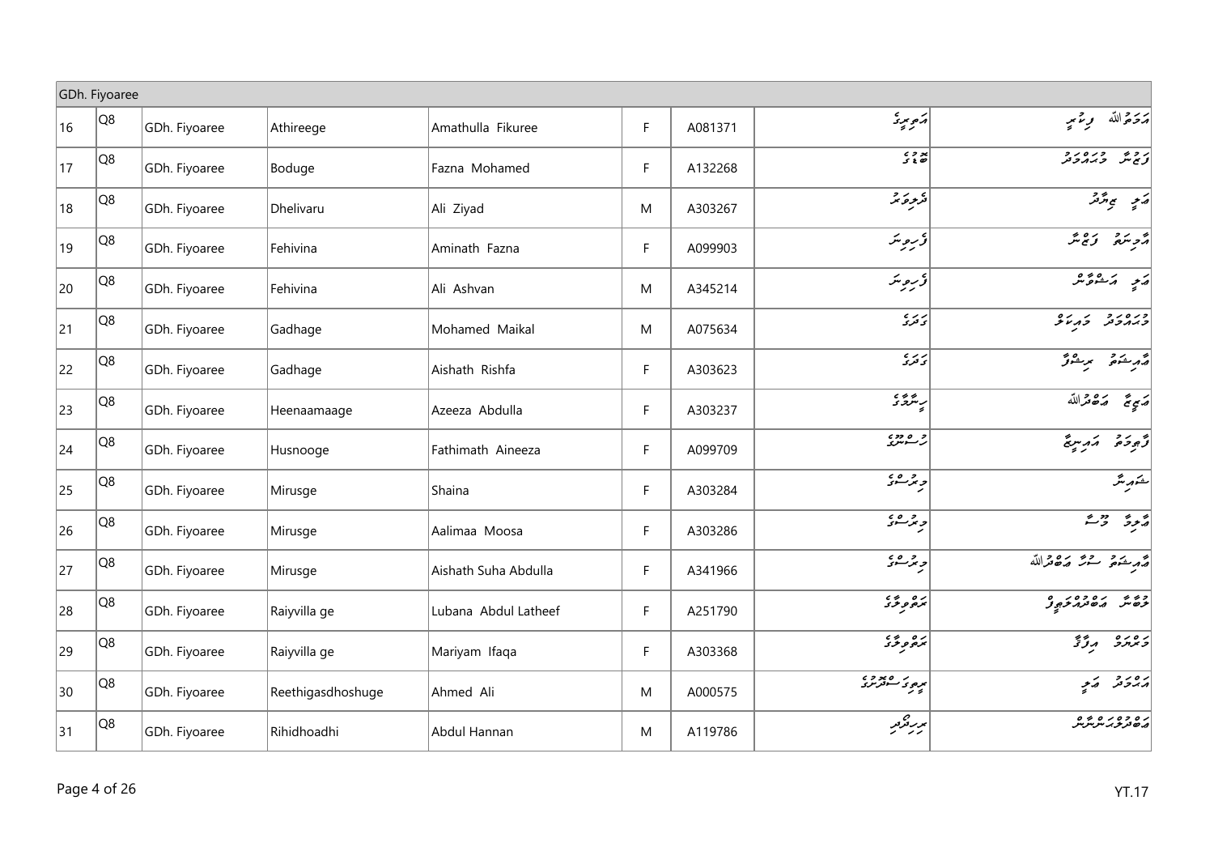GDh. Fiyoaree

| | | | | | | | | |
|---|---|---|---|---|---|---|---|---|
| 16 | Q8 | GDh. Fiyoaree | Athireege | Amathulla Fikuree | F | A081371 | އަތިރީގެ | އަމަތުﷲ ފިކުރީ |
| 17 | Q8 | GDh. Fiyoaree | Boduge | Fazna Mohamed | F | A132268 | ބޮޑުގެ | ފަޒްނާ މުހައްމަދު |
| 18 | Q8 | GDh. Fiyoaree | Dhelivaru | Ali Ziyad | M | A303267 | ދެލިވަރު | އަލި ޒިޔާދު |
| 19 | Q8 | GDh. Fiyoaree | Fehivina | Aminath Fazna | F | A099903 | ފެހިވިނަ | އާމިނަތު ފަޒްނާ |
| 20 | Q8 | GDh. Fiyoaree | Fehivina | Ali Ashvan | M | A345214 | ފެހިވިނަ | އަލި އަޝްވާން |
| 21 | Q8 | GDh. Fiyoaree | Gadhage | Mohamed Maikal | M | A075634 | ގަދަގެ | މުހައްމަދު މައިކަލް |
| 22 | Q8 | GDh. Fiyoaree | Gadhage | Aishath Rishfa | F | A303623 | ގަދަގެ | އާއިޝަތު ރިޝްފާ |
| 23 | Q8 | GDh. Fiyoaree | Heenaamaage | Azeeza Abdulla | F | A303237 | ހީނާމާގެ | އަޒީޒާ އަބްދުﷲ |
| 24 | Q8 | GDh. Fiyoaree | Husnooge | Fathimath Aineeza | F | A099709 | ހުސްނޫގެ | ފާތިމަތު އައިނީޒާ |
| 25 | Q8 | GDh. Fiyoaree | Mirusge | Shaina | F | A303284 | މިރުސްގެ | ޝައިނާ |
| 26 | Q8 | GDh. Fiyoaree | Mirusge | Aalimaa Moosa | F | A303286 | މިރުސްގެ | އާލިމާ މޫސާ |
| 27 | Q8 | GDh. Fiyoaree | Mirusge | Aishath Suha Abdulla | F | A341966 | މިރުސްގެ | އާއިޝަތު ސުހާ އަބްދުﷲ |
| 28 | Q8 | GDh. Fiyoaree | Raiyvilla ge | Lubana Abdul Latheef | F | A251790 | ރައްވިލާގެ | ލުބާނާ އަބްދުލްލަތީފު |
| 29 | Q8 | GDh. Fiyoaree | Raiyvilla ge | Mariyam Ifaqa | F | A303368 | ރައްވިލާގެ | މަރިޔަމް އިފާޤާ |
| 30 | Q8 | GDh. Fiyoaree | Reethigasdhoshuge | Ahmed Ali | M | A000575 | ރީތިގަސްދޮށުގެ | އަހުމަދު އަލި |
| 31 | Q8 | GDh. Fiyoaree | Rihidhoadhi | Abdul Hannan | M | A119786 | ރިހިދޯދި | އަބްދުލްހަންނާން |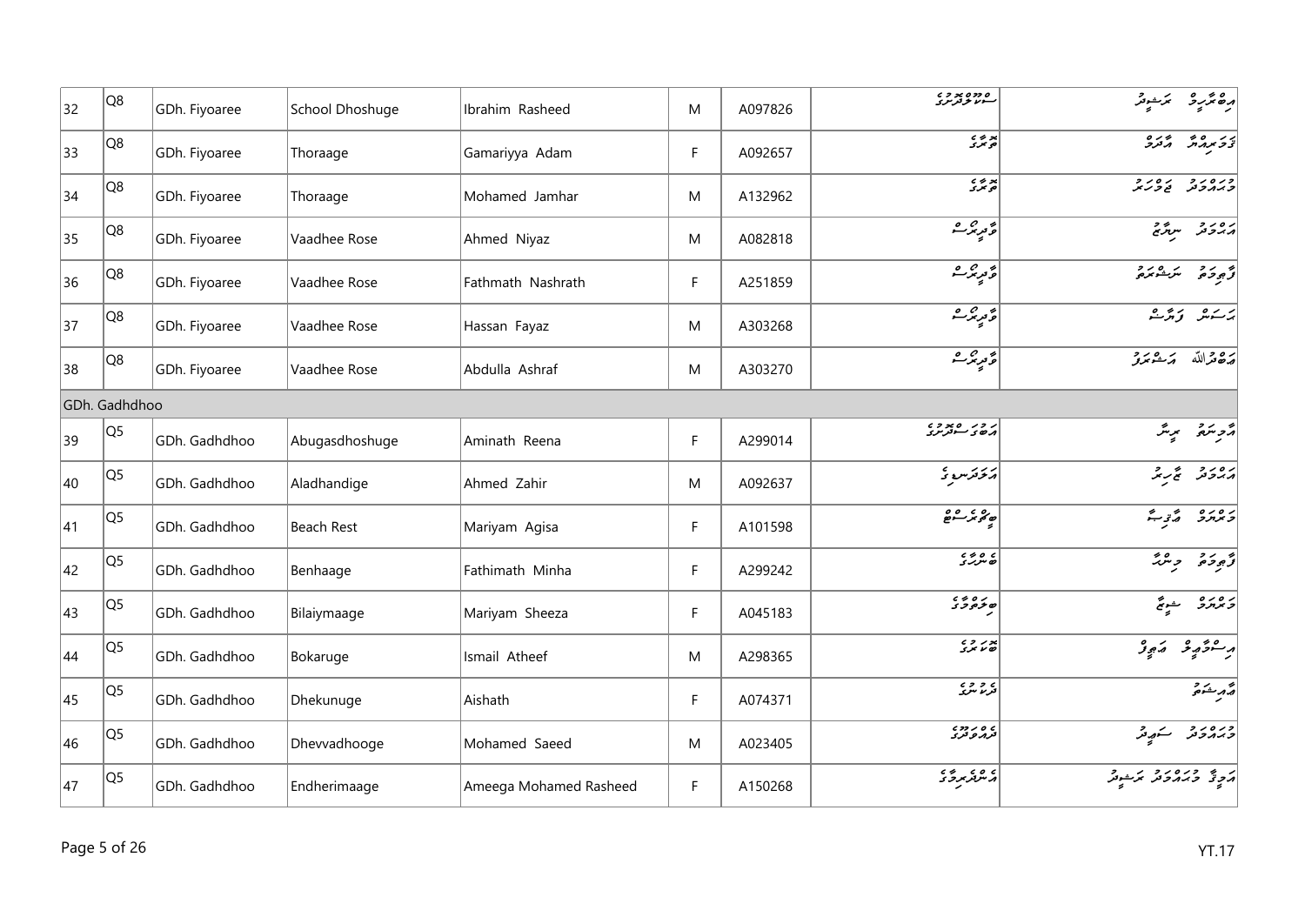| 32 | Q8 | GDh. Fiyoaree | School Dhoshuge | Ibrahim Rasheed | M | A097826 | ސްކޫލްދޮށުގެ | އިބްރާހީމް ރަޝީދު |
|---|---|---|---|---|---|---|---|---|
| 33 | Q8 | GDh. Fiyoaree | Thoraage | Gamariyya Adam | F | A092657 | ތޮރާގެ | ގަމަރިއްޔާ އާދަމް |
| 34 | Q8 | GDh. Fiyoaree | Thoraage | Mohamed Jamhar | M | A132962 | ތޮރާގެ | މުހައްމަދު ޖަމްހަރު |
| 35 | Q8 | GDh. Fiyoaree | Vaadhee Rose | Ahmed Niyaz | M | A082818 | ވާދީރޯސް | އަހުމަދު ނިޔާޒު |
| 36 | Q8 | GDh. Fiyoaree | Vaadhee Rose | Fathmath Nashrath | F | A251859 | ވާދީރޯސް | ފާތިމަތު ނަޝްރަތު |
| 37 | Q8 | GDh. Fiyoaree | Vaadhee Rose | Hassan Fayaz | M | A303268 | ވާދީރޯސް | ހަސަން ފަޔާޒް |
| 38 | Q8 | GDh. Fiyoaree | Vaadhee Rose | Abdulla Ashraf | M | A303270 | ވާދީރޯސް | އަބްދުﷲ އަޝްރަފު |
| GDh. Gadhdhoo | | | | | | | | |
| 39 | Q5 | GDh. Gadhdhoo | Abugasdhoshuge | Aminath Reena | F | A299014 | އަބުގަސްދޮށުގެ | އާމިނަތު ރީނާ |
| 40 | Q5 | GDh. Gadhdhoo | Aladhandige | Ahmed Zahir | M | A092637 | އަލަދަނދިގެ | އަހުމަދު ޒާހިރު |
| 41 | Q5 | GDh. Gadhdhoo | Beach Rest | Mariyam Agisa | F | A101598 | ބީޗްރެސްޓް | މަރިޔަމް އާގިސާ |
| 42 | Q5 | GDh. Gadhdhoo | Benhaage | Fathimath Minha | F | A299242 | ބެންހާގެ | ފާތިމަތު މިންހާ |
| 43 | Q5 | GDh. Gadhdhoo | Bilaiymaage | Mariyam Sheeza | F | A045183 | ބިލައިމާގެ | މަރިޔަމް ޝީޒާ |
| 44 | Q5 | GDh. Gadhdhoo | Bokaruge | Ismail Atheef | M | A298365 | ބޮކަރުގެ | އިސްމާއީލް އަތީފް |
| 45 | Q5 | GDh. Gadhdhoo | Dhekunuge | Aishath | F | A074371 | ދެކުނުގެ | އާއިޝަތު |
| 46 | Q5 | GDh. Gadhdhoo | Dhevvadhooge | Mohamed Saeed | M | A023405 | ދެއްވަދޫގެ | މުހައްމަދު ސައީދު |
| 47 | Q5 | GDh. Gadhdhoo | Endherimaage | Ameega Mohamed Rasheed | F | A150268 | އެންދެރިމާގެ | އަމީގާ މުހައްމަދު ރަޝީދު |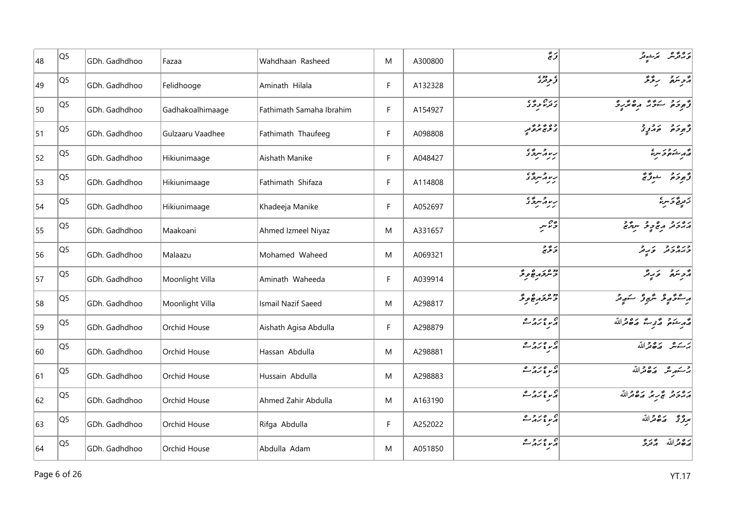| 48 | Q5 | GDh. Gadhdhoo | Fazaa | Wahdhaan Rasheed | M | A300800 | ފަޒާ | ވަހްދާން ރަޝީދު |
|---|---|---|---|---|---|---|---|---|
| 49 | Q5 | GDh. Gadhdhoo | Felidhooge | Aminath Hilala | F | A132328 | ފެލިދޫގެ | އާމިނަތު ހިލާލާ |
| 50 | Q5 | GDh. Gadhdhoo | Gadhakoalhimaage | Fathimath Samaha Ibrahim | F | A154927 | ގަދަކޮޅިމާގެ | ފާތިމަތު ސަމާހާ އިބްރާހީމް |
| 51 | Q5 | GDh. Gadhdhoo | Gulzaaru Vaadhee | Fathimath Thaufeeg | F | A098808 | ގުލްޒާރުވާދީ | ފާތިމަތު ތައުފީޤު |
| 52 | Q5 | GDh. Gadhdhoo | Hikiunimaage | Aishath Manike | F | A048427 | ހިކިއުނިމާގެ | އާއިޝަތުމަނިކެ |
| 53 | Q5 | GDh. Gadhdhoo | Hikiunimaage | Fathimath Shifaza | F | A114808 | ހިކިއުނިމާގެ | ފާތިމަތު ޝިފާޒާ |
| 54 | Q5 | GDh. Gadhdhoo | Hikiunimaage | Khadeeja Manike | F | A052697 | ހިކިއުނިމާގެ | ޚަދީޖާމަނިކެ |
| 55 | Q5 | GDh. Gadhdhoo | Maakoani | Ahmed Izmeel Niyaz | M | A331657 | މާކޯނި | އަހުމަދު އިޒްމީލް ނިޔާޒު |
| 56 | Q5 | GDh. Gadhdhoo | Malaazu | Mohamed Waheed | M | A069321 | މަލާޒު | މުހައްމަދު ވަހީދު |
| 57 | Q5 | GDh. Gadhdhoo | Moonlight Villa | Aminath Waheeda | F | A039914 | މޫންލައިޓްވިލާ | އާމިނަތު ވަހީދާ |
| 58 | Q5 | GDh. Gadhdhoo | Moonlight Villa | Ismail Nazif Saeed | M | A298817 | މޫންލައިޓްވިލާ | އިސްމާއީލް ނާޒިފް ސައީދު |
| 59 | Q5 | GDh. Gadhdhoo | Orchid House | Aishath Agisa Abdulla | F | A298879 | އޯކިޑްހައުސް | އާއިޝަތު އާޤިސާ އަބްދުﷲ |
| 60 | Q5 | GDh. Gadhdhoo | Orchid House | Hassan Abdulla | M | A298881 | އޯކިޑްހައުސް | ހަސަން އަބްދުﷲ |
| 61 | Q5 | GDh. Gadhdhoo | Orchid House | Hussain Abdulla | M | A298883 | އޯކިޑްހައުސް | ހުސައިން އަބްދުﷲ |
| 62 | Q5 | GDh. Gadhdhoo | Orchid House | Ahmed Zahir Abdulla | M | A163190 | އޯކިޑްހައުސް | އަހުމަދު ޒާހިރު އަބްދުﷲ |
| 63 | Q5 | GDh. Gadhdhoo | Orchid House | Rifga Abdulla | F | A252022 | އޯކިޑްހައުސް | ރިފްޤާ އަބްދުﷲ |
| 64 | Q5 | GDh. Gadhdhoo | Orchid House | Abdulla Adam | M | A051850 | އޯކިޑްހައުސް | އަބްދުﷲ އާދަމް |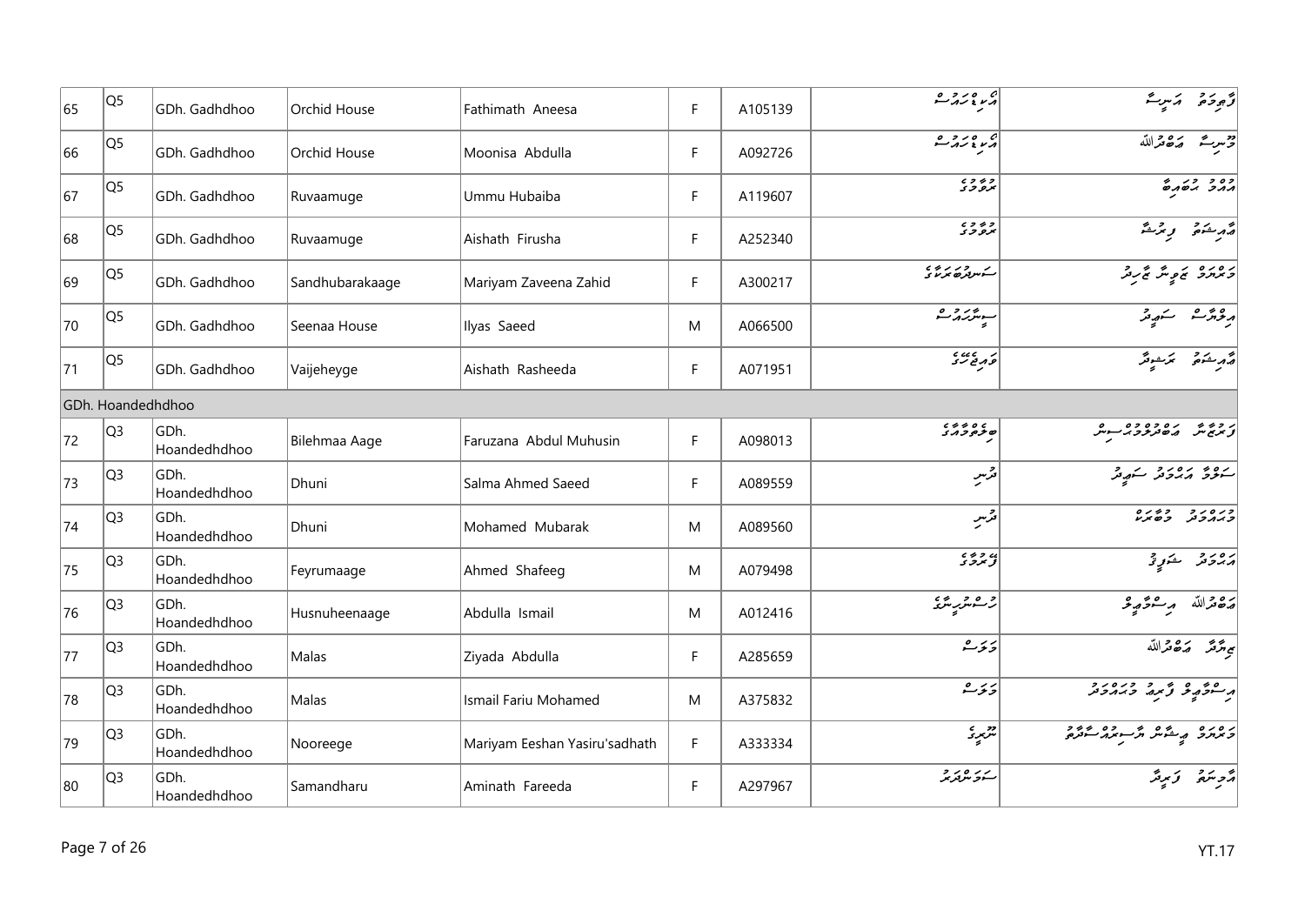| 65 | Q5 | GDh. Gadhdhoo | Orchid House | Fathimath Aneesa | F | A105139 | އޯކިޑްހައުސް | ފާތިމަތު އަނީސާ |
|---|---|---|---|---|---|---|---|---|
| 66 | Q5 | GDh. Gadhdhoo | Orchid House | Moonisa Abdulla | F | A092726 | އޯކިޑްހައުސް | މޫނިސާ އަބްދުﷲ |
| 67 | Q5 | GDh. Gadhdhoo | Ruvaamuge | Ummu Hubaiba | F | A119607 | ރުވާމުގެ | އުއްމު ހުބައިބާ |
| 68 | Q5 | GDh. Gadhdhoo | Ruvaamuge | Aishath Firusha | F | A252340 | ރުވާމުގެ | އައިޝަތު ފިރުޝާ |
| 69 | Q5 | GDh. Gadhdhoo | Sandhubarakaage | Mariyam Zaveena Zahid | F | A300217 | ސަންދުބަރަކާގެ | މަރިޔަމް ޒަވީނާ ޒާހިދު |
| 70 | Q5 | GDh. Gadhdhoo | Seenaa House | Ilyas Saeed | M | A066500 | ސީނާހައުސް | އިލްޔާސް ސަޢީދު |
| 71 | Q5 | GDh. Gadhdhoo | Vaijeheyge | Aishath Rasheeda | F | A071951 | ވައިޖެހޭގެ | އައިޝަތު ރަޝީދާ |
| GDh. Hoandedhdhoo | | | | | | | | |
| 72 | Q3 | GDh. Hoandedhdhoo | Bilehmaa Aage | Faruzana Abdul Muhusin | F | A098013 | ބިލެއްމާއާގެ | ފަރުޒާނާ އަބްދުލްމުހުސިން |
| 73 | Q3 | GDh. Hoandedhdhoo | Dhuni | Salma Ahmed Saeed | F | A089559 | ދުނި | ސަލްމާ އަހްމަދު ސަޢީދު |
| 74 | Q3 | GDh. Hoandedhdhoo | Dhuni | Mohamed Mubarak | M | A089560 | ދުނި | މުޙައްމަދު މުބާރަކް |
| 75 | Q3 | GDh. Hoandedhdhoo | Feyrumaage | Ahmed Shafeeg | M | A079498 | ފެޔުރުމާގެ | އަހްމަދު ޝަފީޤު |
| 76 | Q3 | GDh. Hoandedhdhoo | Husnuheenaage | Abdulla Ismail | M | A012416 | ހުސްނުހީނާގެ | އަބްދުﷲ އިސްމާޢީލް |
| 77 | Q3 | GDh. Hoandedhdhoo | Malas | Ziyada Abdulla | F | A285659 | މަލަސް | ޒިޔާދާ އަބްދުﷲ |
| 78 | Q3 | GDh. Hoandedhdhoo | Malas | Ismail Fariu Mohamed | M | A375832 | މަލަސް | އިސްމާޢީލް ފާރިޢު މުޙައްމަދު |
| 79 | Q3 | GDh. Hoandedhdhoo | Nooreege | Mariyam Eeshan Yasiru'sadhath | F | A333334 | ނޫރީގެ | މަރިޔަމް އީޝާން ޔާސިރުއްސަޢާދާތު |
| 80 | Q3 | GDh. Hoandedhdhoo | Samandharu | Aminath Fareeda | F | A297967 | ސަމަންދަރު | އާމިނަތު ފަރީދާ |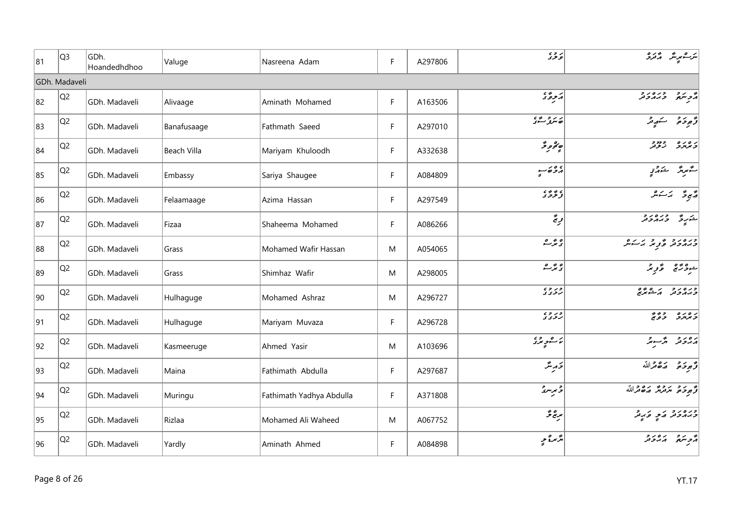| 81 | Q3 | GDh. Hoandedhdhoo | Valuge | Nasreena Adam | F | A297806 | ޥަލުގެ | ނަސްރީނާ އާދަމް |
|---|---|---|---|---|---|---|---|---|
| GDh. Madaveli | | | | | | | | |
| 82 | Q2 | GDh. Madaveli | Alivaage | Aminath Mohamed | F | A163506 | އަލިވާގެ | އާމިނަތު މުޙައްމަދު |
| 83 | Q2 | GDh. Madaveli | Banafusaage | Fathmath Saeed | F | A297010 | ބަނަފްސާގެ | ފާތިމަތު ސަޢީދު |
| 84 | Q2 | GDh. Madaveli | Beach Villa | Mariyam Khuloodh | F | A332638 | ބީޗްވިލާ | މަރިޔަމް ޚުލޫދު |
| 85 | Q2 | GDh. Madaveli | Embassy | Sariya Shaugee | F | A084809 | އެމްބަސީ | ސާރިޔާ ޝައުގީ |
| 86 | Q2 | GDh. Madaveli | Felaamaage | Azima Hassan | F | A297549 | ފެލާމާގެ | އާޒިމާ ޙަސަން |
| 87 | Q2 | GDh. Madaveli | Fizaa | Shaheema Mohamed | F | A086266 | ފިޒާ | ޝަހީމާ މުޙައްމަދު |
| 88 | Q2 | GDh. Madaveli | Grass | Mohamed Wafir Hassan | M | A054065 | ގްރާސް | މުޙައްމަދު ވާފިރު ޙަސަން |
| 89 | Q2 | GDh. Madaveli | Grass | Shimhaz Wafir | M | A298005 | ގްރާސް | ޝިމްހާޒް ވާފިރު |
| 90 | Q2 | GDh. Madaveli | Hulhaguge | Mohamed Ashraz | M | A296727 | ހުޅަގުގެ | މުޙައްމަދު އަށްރާޒް |
| 91 | Q2 | GDh. Madaveli | Hulhaguge | Mariyam Muvaza | F | A296728 | ހުޅަގުގެ | މަރިޔަމް މުވާޒާ |
| 92 | Q2 | GDh. Madaveli | Kasmeeruge | Ahmed Yasir | M | A103696 | ކަސްމީރުގެ | އަޙްމަދު ޔާސިރު |
| 93 | Q2 | GDh. Madaveli | Maina | Fathimath Abdulla | F | A297687 | މައިނާ | ފާތިމަތު އަބްދުﷲ |
| 94 | Q2 | GDh. Madaveli | Muringu | Fathimath Yadhya Abdulla | F | A371808 | މުރިނގު | ފާތިމަތު ޔަދްޔާ އަބްދުﷲ |
| 95 | Q2 | GDh. Madaveli | Rizlaa | Mohamed Ali Waheed | M | A067752 | ރިޒްލާ | މުޙައްމަދު އަލި ވަޙީދު |
| 96 | Q2 | GDh. Madaveli | Yardly | Aminath Ahmed | F | A084898 |ޔާރޑްލީ | އާމިނަތު އަޙްމަދު |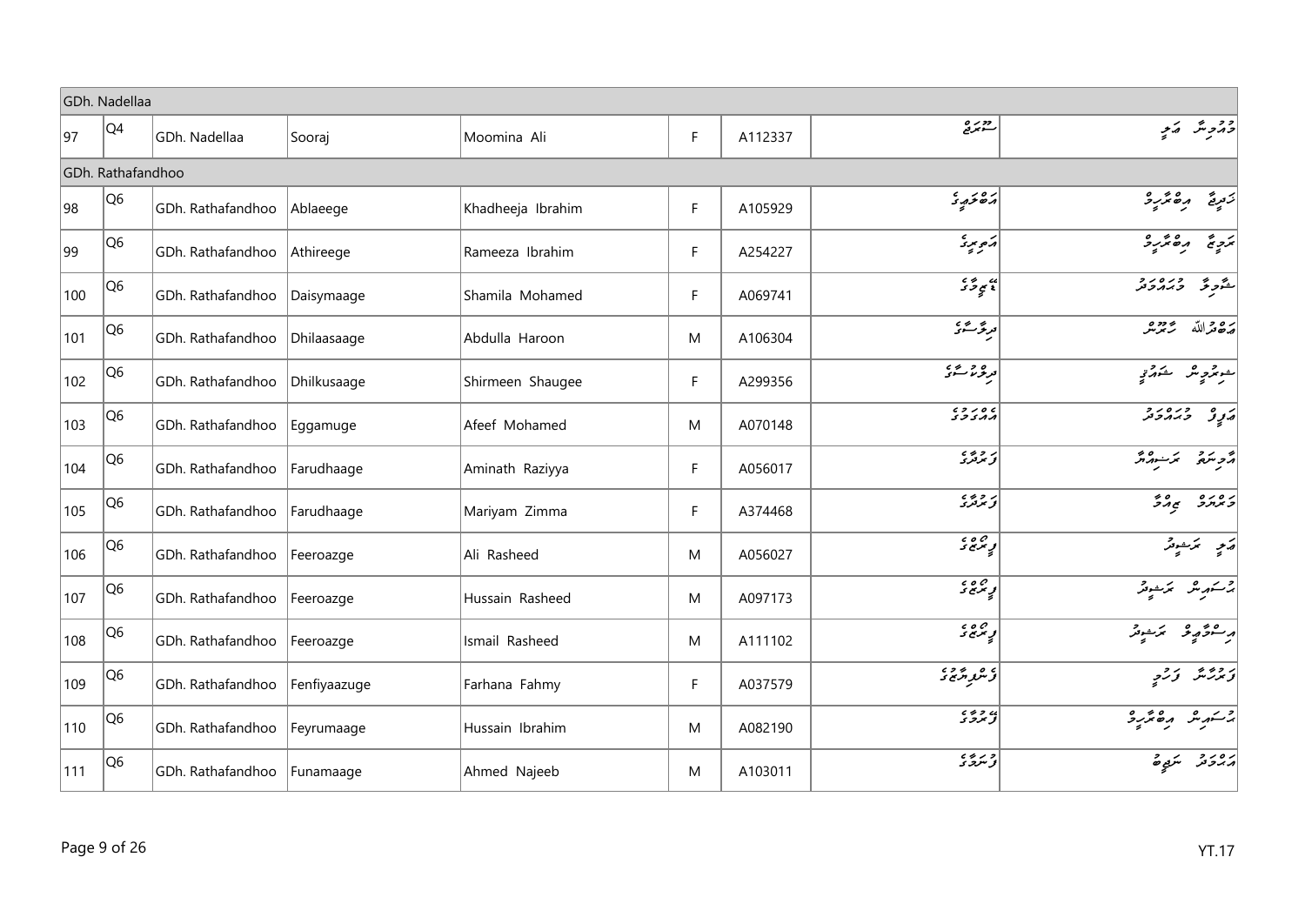| GDh. Nadellaa | | | | | | | | |
|---|---|---|---|---|---|---|---|---|
| 97 | Q4 | GDh. Nadellaa | Sooraj | Moomina Ali | F | A112337 | ސޫރަޖް | މޫމިނާ އަލީ |
| **GDh. Rathafandhoo** | | | | | | | | |
| 98 | Q6 | GDh. Rathafandhoo | Ablaeege | Khadheeja Ibrahim | F | A105929 | އަބްލައީގެ | ޚަދީޖާ އިބްރާހީމް |
| 99 | Q6 | GDh. Rathafandhoo | Athireege | Rameeza Ibrahim | F | A254227 | އަތިރީގެ | ރަމީޒާ އިބްރާހީމް |
| 100 | Q6 | GDh. Rathafandhoo | Daisymaage | Shamila Mohamed | F | A069741 | ޑެއިޒީމާގެ | ޝާމިލާ މުޙައްމަދު |
| 101 | Q6 | GDh. Rathafandhoo | Dhilaasaage | Abdulla Haroon | M | A106304 | ދިލާސާގެ | އަބްދުﷲ ހާރޫން |
| 102 | Q6 | GDh. Rathafandhoo | Dhilkusaage | Shirmeen Shaugee | F | A299356 | ދިލްކުސާގެ | ޝިރުމީން ޝައުޤީ |
| 103 | Q6 | GDh. Rathafandhoo | Eggamuge | Afeef Mohamed | M | A070148 | އެއްގަމުގެ | އަފީފް މުޙައްމަދު |
| 104 | Q6 | GDh. Rathafandhoo | Farudhaage | Aminath Raziyya | F | A056017 | ފަރުދާގެ | އާމިނަތު ރަޟިއްޔާ |
| 105 | Q6 | GDh. Rathafandhoo | Farudhaage | Mariyam Zimma | F | A374468 | ފަރުދާގެ | މަރިޔަމް ޒިއްމާ |
| 106 | Q6 | GDh. Rathafandhoo | Feeroazge | Ali Rasheed | M | A056027 | ފީރޯޒްގެ | އަލީ ރަޝީދު |
| 107 | Q6 | GDh. Rathafandhoo | Feeroazge | Hussain Rasheed | M | A097173 | ފީރޯޒްގެ | ހުސައިން ރަޝީދު |
| 108 | Q6 | GDh. Rathafandhoo | Feeroazge | Ismail Rasheed | M | A111102 | ފީރޯޒްގެ | އިސްމާއީލް ރަޝީދު |
| 109 | Q6 | GDh. Rathafandhoo | Fenfiyaazuge | Farhana Fahmy | F | A037579 | ފެންފިޔާޒުގެ | ފަރުހާނާ ފަހުމީ |
| 110 | Q6 | GDh. Rathafandhoo | Feyrumaage | Hussain Ibrahim | M | A082190 | ފޭރުމާގެ | ހުސައިން އިބްރާހީމް |
| 111 | Q6 | GDh. Rathafandhoo | Funamaage | Ahmed Najeeb | M | A103011 | ފުނަމާގެ | އަޙްމަދު ނަޖީބު |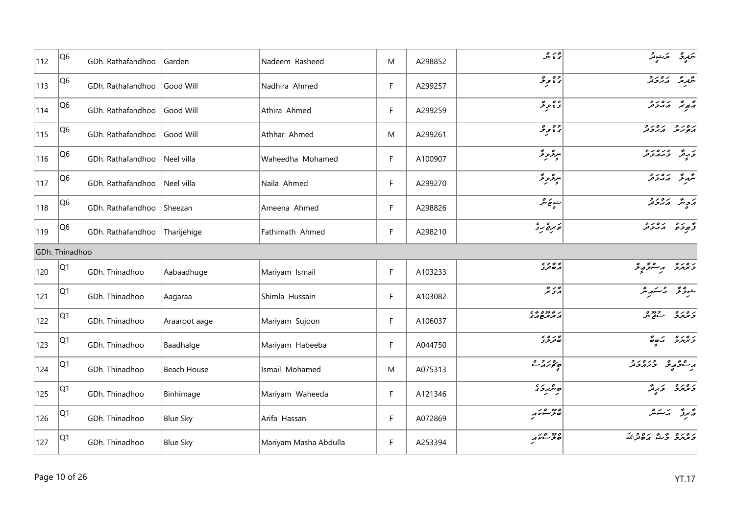| 112 | Q6 | GDh. Rathafandhoo | Garden | Nadeem Rasheed | M | A298852 | ގާޑަން | ނަދީމް ރަޝީދު |
|---|---|---|---|---|---|---|---|---|
| 113 | Q6 | GDh. Rathafandhoo | Good Will | Nadhira Ahmed | F | A299257 | ގުޑްވިލް | ނާދިރާ އަޙްމަދު |
| 114 | Q6 | GDh. Rathafandhoo | Good Will | Athira Ahmed | F | A299259 | ގުޑްވިލް | އާތިރާ އަޙްމަދު |
| 115 | Q6 | GDh. Rathafandhoo | Good Will | Athhar Ahmed | M | A299261 | ގުޑްވިލް | އަތްހަރު އަޙްމަދު |
| 116 | Q6 | GDh. Rathafandhoo | Neel villa | Waheedha Mohamed | F | A100907 | ނީލްވިލާ | ވަޙީދާ މުޙައްމަދު |
| 117 | Q6 | GDh. Rathafandhoo | Neel villa | Naila Ahmed | F | A299270 | ނީލްވިލާ | ނާއިލާ އަޙްމަދު |
| 118 | Q6 | GDh. Rathafandhoo | Sheezan | Ameena Ahmed | F | A298826 | ޝީޒަން | އަމީނާ އަޙްމަދު |
| 119 | Q6 | GDh. Rathafandhoo | Tharijehige | Fathimath Ahmed | F | A298210 | ތަރިޖެހިގެ | ފާތިމަތު އަޙްމަދު |
| GDh. Thinadhoo | | | | | | | | |
| 120 | Q1 | GDh. Thinadhoo | Aabaadhuge | Mariyam Ismail | F | A103233 | އާބާދުގެ | މަރިޔަމް އިސްމާޢީލް |
| 121 | Q1 | GDh. Thinadhoo | Aagaraa | Shimla Hussain | F | A103082 | އާގަރާ | ޝިމްލާ ހުސައިން |
| 122 | Q1 | GDh. Thinadhoo | Araaroot aage | Mariyam Sujoon | F | A106037 | އަރާރޫޓްއާގެ | މަރިޔަމް ސުޖޫން |
| 123 | Q1 | GDh. Thinadhoo | Baadhalge | Mariyam Habeeba | F | A044750 | ބާދަލްގެ | މަރިޔަމް ހަބީބާ |
| 124 | Q1 | GDh. Thinadhoo | Beach House | Ismail Mohamed | M | A075313 | ބީޗްހައުސް | އިސްމާޢީލް މުޙައްމަދު |
| 125 | Q1 | GDh. Thinadhoo | Binhimage | Mariyam Waheeda | F | A121346 | ބިންހިމަގެ | މަރިޔަމް ވަޙީދާ |
| 126 | Q1 | GDh. Thinadhoo | Blue Sky | Arifa Hassan | F | A072869 | ބްލޫސްކައި | އާރިފާ ހަސަން |
| 127 | Q1 | GDh. Thinadhoo | Blue Sky | Mariyam Masha Abdulla | F | A253394 | ބްލޫސްކައި | މަރިޔަމް މާޝާ އަބްދުﷲ |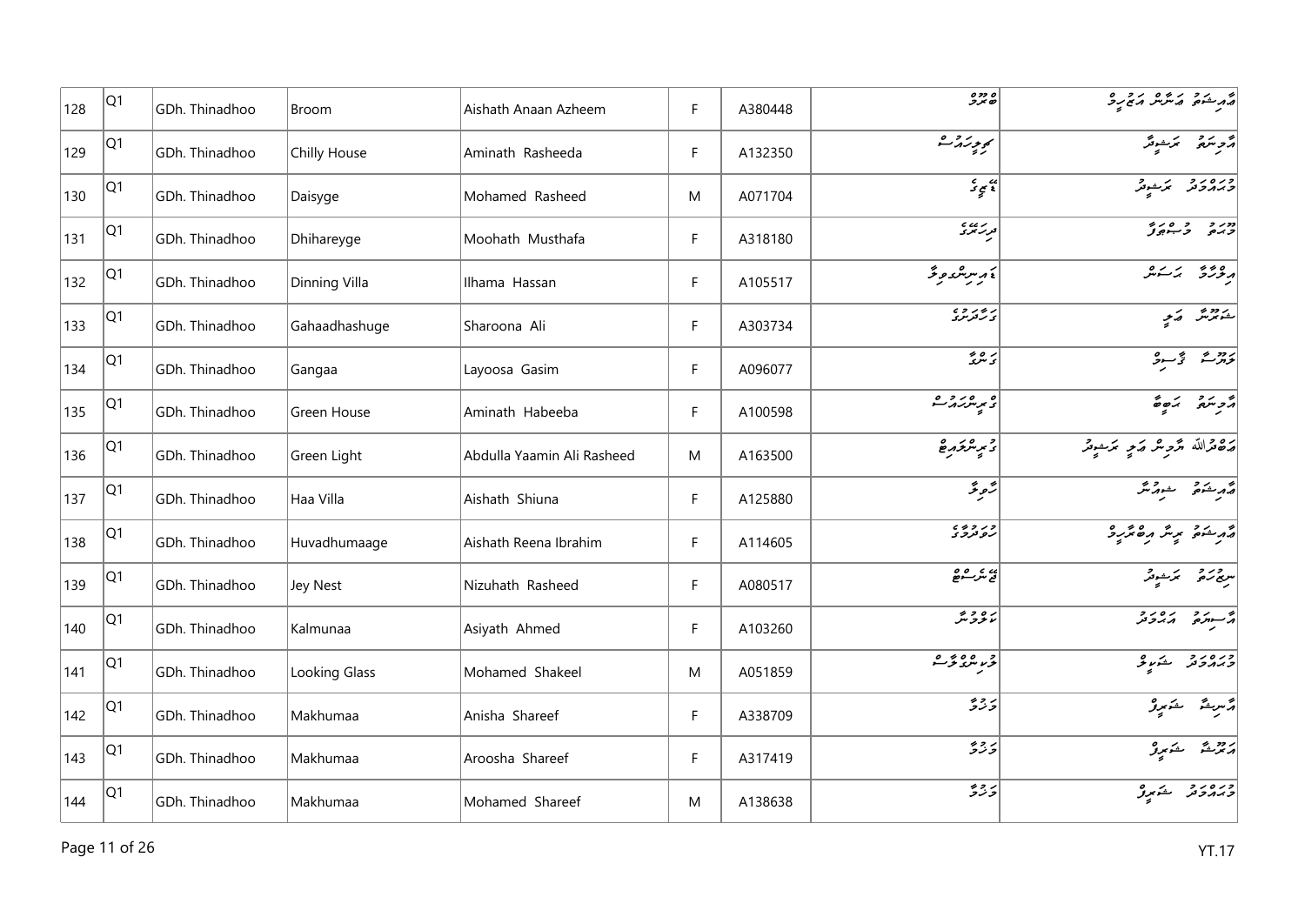| 128 | Q1 | GDh. Thinadhoo | Broom | Aishath Anaan Azheem | F | A380448 | ބްރޫމް | އައިޝަތު އަނާން އަޒީމް |
|---|---|---|---|---|---|---|---|---|
| 129 | Q1 | GDh. Thinadhoo | Chilly House | Aminath Rasheeda | F | A132350 | ޗިލީހައުސް | އާމިނަތު ރަޝީދާ |
| 130 | Q1 | GDh. Thinadhoo | Daisyge | Mohamed Rasheed | M | A071704 | ޑޭޒީގެ | މުހައްމަދު ރަޝީދު |
| 131 | Q1 | GDh. Thinadhoo | Dhihareyge | Moohath Musthafa | F | A318180 | ދިހަރޭގެ | މޫހަތު މުސްތަފާ |
| 132 | Q1 | GDh. Thinadhoo | Dinning Villa | Ilhama Hassan | F | A105517 | ޑައިނިންގްވިލާ | އިލްހާމާ ހަސަން |
| 133 | Q1 | GDh. Thinadhoo | Gahaadhashuge | Sharoona Ali | F | A303734 | ގަހާދަޝުގެ | ޝަރޫނާ އަލި |
| 134 | Q1 | GDh. Thinadhoo | Gangaa | Layoosa Gasim | F | A096077 | ގަންގާ | ލަޔޫސާ ގާސިމް |
| 135 | Q1 | GDh. Thinadhoo | Green House | Aminath Habeeba | F | A100598 | ގްރީންހައުސް | އާމިނަތު ހަބީބާ |
| 136 | Q1 | GDh. Thinadhoo | Green Light | Abdulla Yaamin Ali Rasheed | M | A163500 | ގްރީންލައިޓް | އަބްދުﷲ ޔާމިން އަލި ރަޝީދު |
| 137 | Q1 | GDh. Thinadhoo | Haa Villa | Aishath Shiuna | F | A125880 | ހާވިލާ | އައިޝަތު ޝިއުނާ |
| 138 | Q1 | GDh. Thinadhoo | Huvadhumaage | Aishath Reena Ibrahim | F | A114605 | ހުވަދުމާގެ | އައިޝަތު ރީނާ އިބްރާހީމް |
| 139 | Q1 | GDh. Thinadhoo | Jey Nest | Nizuhath Rasheed | F | A080517 | ޖޭނެސްޓް | ނިޒުހަތު ރަޝީދު |
| 140 | Q1 | GDh. Thinadhoo | Kalmunaa | Asiyath Ahmed | F | A103260 | ކަލްމުނާ | އާސިޔަތު އަހްމަދު |
| 141 | Q1 | GDh. Thinadhoo | Looking Glass | Mohamed Shakeel | M | A051859 | ލުކިންގްގްލާސް | މުހައްމަދު ޝަކީލް |
| 142 | Q1 | GDh. Thinadhoo | Makhumaa | Anisha Shareef | F | A338709 | މަޚުމާ | އަނީޝާ ޝަރީފް |
| 143 | Q1 | GDh. Thinadhoo | Makhumaa | Aroosha Shareef | F | A317419 | މަޚުމާ | އަރޫޝާ ޝަރީފް |
| 144 | Q1 | GDh. Thinadhoo | Makhumaa | Mohamed Shareef | M | A138638 | މަޚުމާ | މުހައްމަދު ޝަރީފް |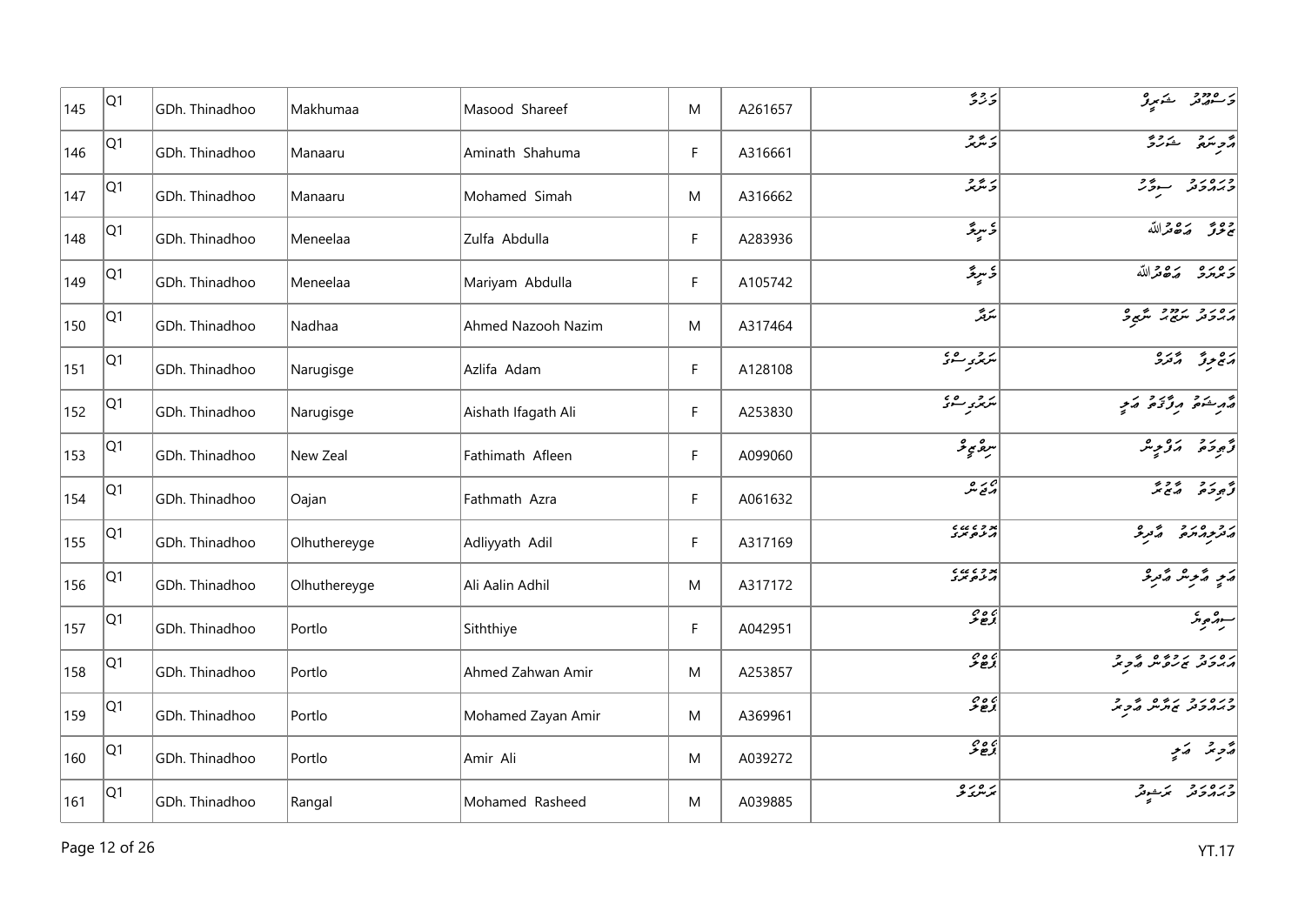| 145 | Q1 | GDh. Thinadhoo | Makhumaa | Masood Shareef | M | A261657 | ގަހުމާ | މަސްއޫދު ޝަރީފު |
|---|---|---|---|---|---|---|---|---|
| 146 | Q1 | GDh. Thinadhoo | Manaaru | Aminath Shahuma | F | A316661 | މަނާރު | އާމިނަތު ޝަހުމާ |
| 147 | Q1 | GDh. Thinadhoo | Manaaru | Mohamed Simah | M | A316662 | މަނާރު | މުހައްމަދު ސިމާހު |
| 148 | Q1 | GDh. Thinadhoo | Meneelaa | Zulfa Abdulla | F | A283936 | މެނީލާ | ޒުލްފާ އަބްދުﷲ |
| 149 | Q1 | GDh. Thinadhoo | Meneelaa | Mariyam Abdulla | F | A105742 | މެނީލާ | މަރިޔަމް އަބްދުﷲ |
| 150 | Q1 | GDh. Thinadhoo | Nadhaa | Ahmed Nazooh Nazim | M | A317464 | ނަދާ | އަހްމަދު ނަޒޫހު ނާޒިމް |
| 151 | Q1 | GDh. Thinadhoo | Narugisge | Azlifa Adam | F | A128108 | ނަރުގިސްގެ | އަޒްލިފާ އާދަމް |
| 152 | Q1 | GDh. Thinadhoo | Narugisge | Aishath Ifagath Ali | F | A253830 | ނަރުގިސްގެ | އާއިޝަތު އިފާގަތު އަލި |
| 153 | Q1 | GDh. Thinadhoo | New Zeal | Fathimath Afleen | F | A099060 | ނިއުޒީލް | ފާތިމަތު އަފްލީން |
| 154 | Q1 | GDh. Thinadhoo | Oajan | Fathmath Azra | F | A061632 | އޯޖަން | ފާތިމަތު އާޒުރާ |
| 155 | Q1 | GDh. Thinadhoo | Olhuthereyge | Adliyyath Adil | F | A317169 | އޮޅުތެރޭގެ | އަދްލިއްޔަތު އާދިލް |
| 156 | Q1 | GDh. Thinadhoo | Olhuthereyge | Ali Aalin Adhil | M | A317172 | އޮޅުތެރޭގެ | އަލި އާލިން އާދިލް |
| 157 | Q1 | GDh. Thinadhoo | Portlo | Siththiye | F | A042951 | ޕޯޓްލޯ | ސިއްތިޔެ |
| 158 | Q1 | GDh. Thinadhoo | Portlo | Ahmed Zahwan Amir | M | A253857 | ޕޯޓްލޯ | އަހްމަދު ޒަހުވާން އާމިރު |
| 159 | Q1 | GDh. Thinadhoo | Portlo | Mohamed Zayan Amir | M | A369961 | ޕޯޓްލޯ | މުހައްމަދު ޒަޔާން އާމިރު |
| 160 | Q1 | GDh. Thinadhoo | Portlo | Amir Ali | M | A039272 | ޕޯޓްލޯ | އާމިރު އަލި |
| 161 | Q1 | GDh. Thinadhoo | Rangal | Mohamed Rasheed | M | A039885 | ރަނގަލު | މުހައްމަދު ރަޝީދު |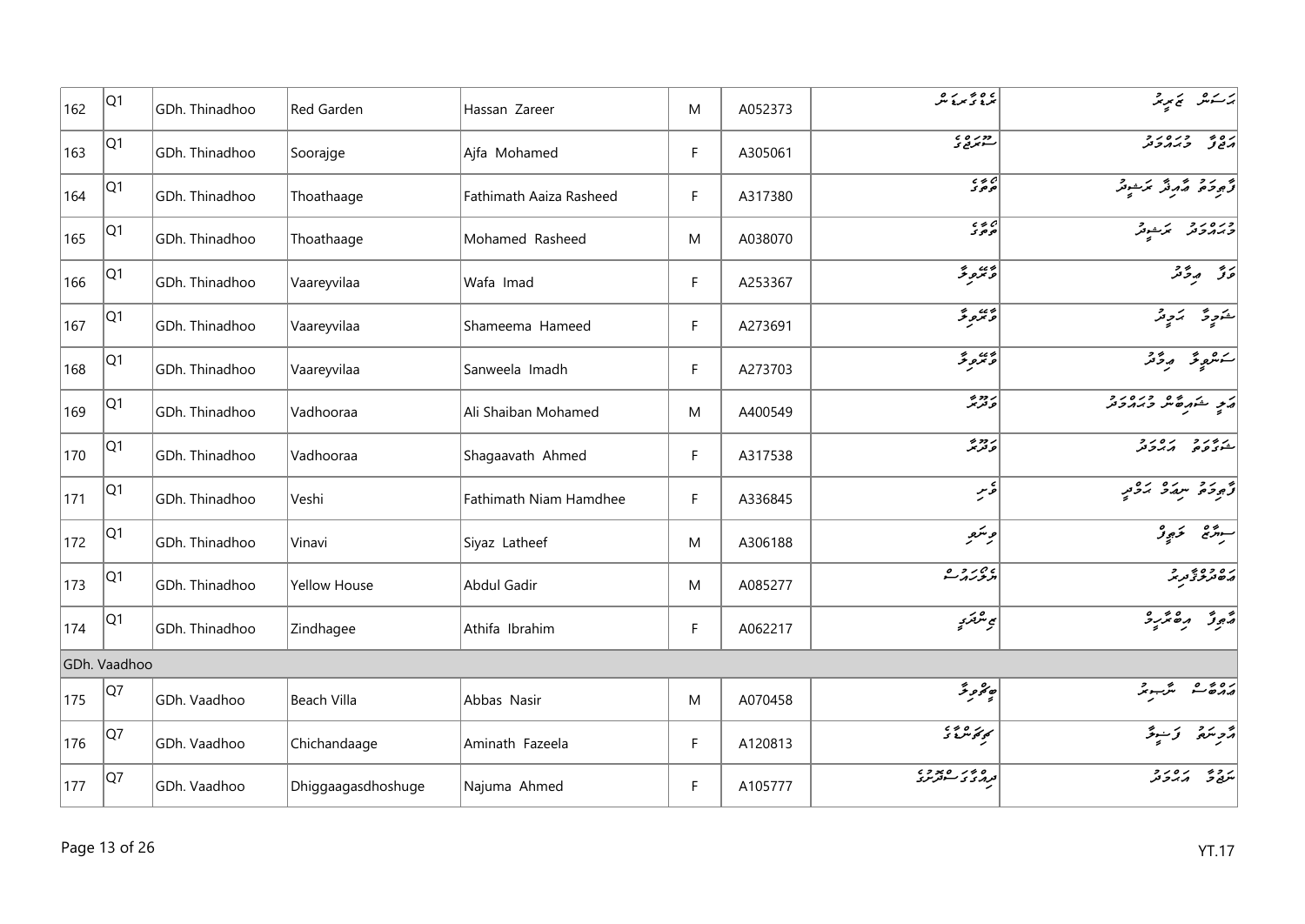| 162 | Q1 | GDh. Thinadhoo | Red Garden | Hassan Zareer | M | A052373 | ރެޑްގާރޑަން | ހަސަން ޒަރީރު |
|---|---|---|---|---|---|---|---|---|
| 163 | Q1 | GDh. Thinadhoo | Soorajge | Ajfa Mohamed | F | A305061 | ސޫރަޖްގެ | އަޖްފާ މުހައްމަދު |
| 164 | Q1 | GDh. Thinadhoo | Thoathaage | Fathimath Aaiza Rasheed | F | A317380 | ތޯތާގެ | ފާތިމަތު އާއިޒާ ރަޝީދު |
| 165 | Q1 | GDh. Thinadhoo | Thoathaage | Mohamed Rasheed | M | A038070 | ތޯތާގެ | މުހައްމަދު ރަޝީދު |
| 166 | Q1 | GDh. Thinadhoo | Vaareyvilaa | Wafa Imad | F | A253367 | ވާރޭވިލާ | ވަފާ އިމާދު |
| 167 | Q1 | GDh. Thinadhoo | Vaareyvilaa | Shameema Hameed | F | A273691 | ވާރޭވިލާ | ޝަމީމާ ހަމީދު |
| 168 | Q1 | GDh. Thinadhoo | Vaareyvilaa | Sanweela Imadh | F | A273703 | ވާރޭވިލާ | ސަންވީލާ އިމާދު |
| 169 | Q1 | GDh. Thinadhoo | Vadhooraa | Ali Shaiban Mohamed | M | A400549 | ވަދޫރާ | އަލި ޝައިބާން މުހައްމަދު |
| 170 | Q1 | GDh. Thinadhoo | Vadhooraa | Shagaavath Ahmed | F | A317538 | ވަދޫރާ | ޝަގާވަތު އަހްމަދު |
| 171 | Q1 | GDh. Thinadhoo | Veshi | Fathimath Niam Hamdhee | F | A336845 | ވެޝި | ފާތިމަތު ނިޢަމް ހަމްދީ |
| 172 | Q1 | GDh. Thinadhoo | Vinavi | Siyaz Latheef | M | A306188 | ވިނަވި | ސިޔާޒް ލަތީފު |
| 173 | Q1 | GDh. Thinadhoo | Yellow House | Abdul Gadir | M | A085277 | ޔެލޯހައުސް | އަބްދުލްގާދިރު |
| 174 | Q1 | GDh. Thinadhoo | Zindhagee | Athifa Ibrahim | F | A062217 | ޒިންދަގީ | އާތިފާ އިބްރާހީމް |
| GDh. Vaadhoo | | | | | | | | |
| 175 | Q7 | GDh. Vaadhoo | Beach Villa | Abbas Nasir | M | A070458 | ބީޗްވިލާ | އައްބާސް ނާސިރު |
| 176 | Q7 | GDh. Vaadhoo | Chichandaage | Aminath Fazeela | F | A120813 | ޗިޗަންދާގެ | އާމިނަތު ފަޟީލާ |
| 177 | Q7 | GDh. Vaadhoo | Dhiggaagasdhoshuge | Najuma Ahmed | F | A105777 | ދިއްގާގަސްދޮށުގެ | ނަޖުމާ އަހްމަދު |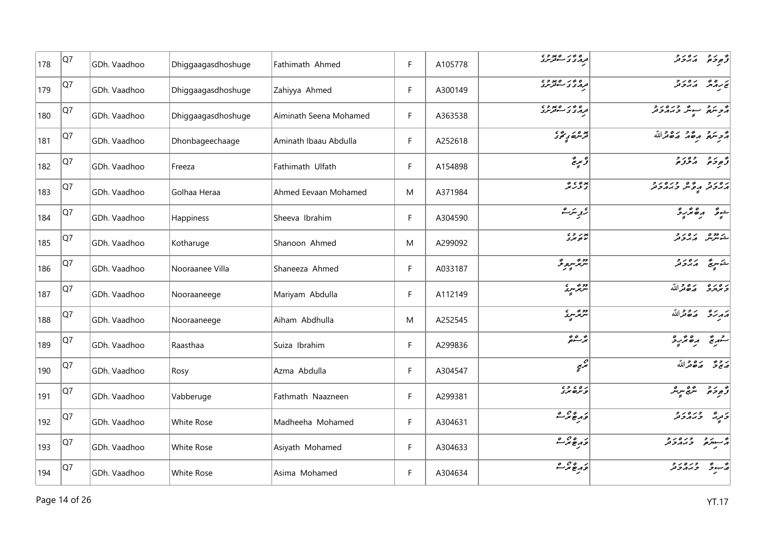| 178 | Q7 | GDh. Vaadhoo | Dhiggaagasdhoshuge | Fathimath Ahmed | F | A105778 | ދިއްގާގަސްދޮށުގެ | ފާތިމަތު އަޙްމަދު |
|---|---|---|---|---|---|---|---|---|
| 179 | Q7 | GDh. Vaadhoo | Dhiggaagasdhoshuge | Zahiyya Ahmed | F | A300149 | ދިއްގާގަސްދޮށުގެ | ޒަހިއްޔާ އަޙްމަދު |
| 180 | Q7 | GDh. Vaadhoo | Dhiggaagasdhoshuge | Aiminath Seena Mohamed | F | A363538 | ދިއްގާގަސްދޮށުގެ | އާމިނަތު ސީނާ މުޙައްމަދު |
| 181 | Q7 | GDh. Vaadhoo | Dhonbageechaage | Aminath Ibaau Abdulla | F | A252618 | ދޮންބަގީޗާގެ | އާމިނަތު އިބާއު އަބްދުﷲ |
| 182 | Q7 | GDh. Vaadhoo | Freeza | Fathimath Ulfath | F | A154898 | ފްރީޒާ | ފާތިމަތު އުލްފަތު |
| 183 | Q7 | GDh. Vaadhoo | Golhaa Heraa | Ahmed Eevaan Mohamed | M | A371984 | ގޯޅާހެރާ | އަޙްމަދު އީވާން މުޙައްމަދު |
| 184 | Q7 | GDh. Vaadhoo | Happiness | Sheeva Ibrahim | F | A304590 | ހެޕީނަސް | ޝީވާ އިބްރާހިމް |
| 185 | Q7 | GDh. Vaadhoo | Kotharuge | Shanoon Ahmed | M | A299092 | ކޮތަރުގެ | ޝަނޫން އަޙްމަދު |
| 186 | Q7 | GDh. Vaadhoo | Nooraanee Villa | Shaneeza Ahmed | F | A033187 | ނޫރާނީވިލާ | ޝަނީޒާ އަޙްމަދު |
| 187 | Q7 | GDh. Vaadhoo | Nooraaneege | Mariyam Abdulla | F | A112149 | ނޫރާނީގެ | މަރިޔަމް އަބްދުﷲ |
| 188 | Q7 | GDh. Vaadhoo | Nooraaneege | Aiham Abdhulla | M | A252545 | ނޫރާނީގެ | އައިހަމް އަބްދުﷲ |
| 189 | Q7 | GDh. Vaadhoo | Raasthaa | Suiza Ibrahim | F | A299836 | ރާސްތާ | ސުއިޒާ އިބްރާހިމް |
| 190 | Q7 | GDh. Vaadhoo | Rosy | Azma Abdulla | F | A304547 | ރޯޒީ | އަޒްމާ އަބްދުﷲ |
| 191 | Q7 | GDh. Vaadhoo | Vabberuge | Fathmath Naazneen | F | A299381 | ވަބްބެރުގެ | ފާތިމަތު ނާޒްނީން |
| 192 | Q7 | GDh. Vaadhoo | White Rose | Madheeha Mohamed | F | A304631 | ވައިޓްރޯސް | މަދީހާ މުޙައްމަދު |
| 193 | Q7 | GDh. Vaadhoo | White Rose | Asiyath Mohamed | F | A304633 | ވައިޓްރޯސް | އާސިޔަތު މުޙައްމަދު |
| 194 | Q7 | GDh. Vaadhoo | White Rose | Asima Mohamed | F | A304634 | ވައިޓްރޯސް | އާސިމާ މުޙައްމަދު |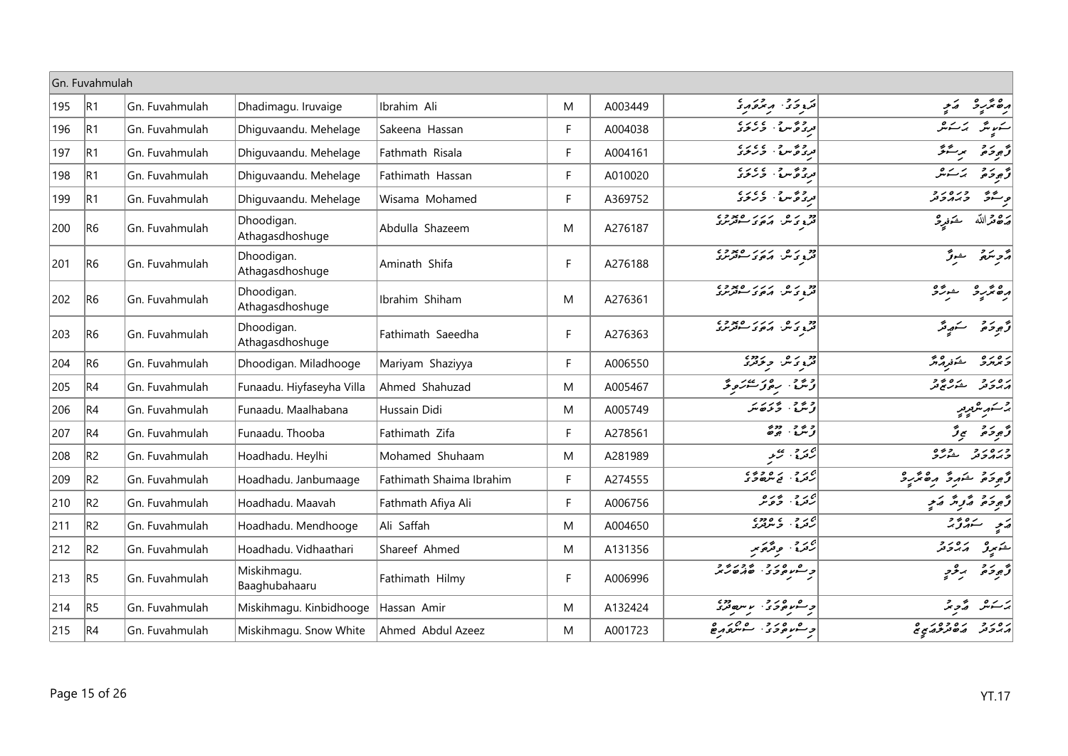## Gn. Fuvahmulah

| | | | | | | | | |
|---|---|---|---|---|---|---|---|---|
| 195 | R1 | Gn. Fuvahmulah | Dhadimagu. Iruvaige | Ibrahim Ali | M | A003449 | ދަޑިމަގު. އިރުވައިގެ | އިބްރާހީމް ޢަލީ |
| 196 | R1 | Gn. Fuvahmulah | Dhiguvaandu. Mehelage | Sakeena Hassan | F | A004038 | ދިގުވާނޑު. މެހެލަގެ | ސަކީނާ ހަސަން |
| 197 | R1 | Gn. Fuvahmulah | Dhiguvaandu. Mehelage | Fathmath Risala | F | A004161 | ދިގުވާނޑު. މެހެލަގެ | ފާތިމަތު ރިސާލާ |
| 198 | R1 | Gn. Fuvahmulah | Dhiguvaandu. Mehelage | Fathimath Hassan | F | A010020 | ދިގުވާނޑު. މެހެލަގެ | ފާތިމަތު ހަސަން |
| 199 | R1 | Gn. Fuvahmulah | Dhiguvaandu. Mehelage | Wisama Mohamed | F | A369752 | ދިގުވާނޑު. މެހެލަގެ | ވިސާމާ މުޙައްމަދު |
| 200 | R6 | Gn. Fuvahmulah | Dhoodigan. Athagasdhoshuge | Abdulla Shazeem | M | A276187 | ދޫޑިގަން. އަތަގަސްދޮށުގެ | ޢަބްދުﷲ ޝަޒީމް |
| 201 | R6 | Gn. Fuvahmulah | Dhoodigan. Athagasdhoshuge | Aminath Shifa | F | A276188 | ދޫޑިގަން. އަތަގަސްދޮށުގެ | އާމިނަތު ޝިފާ |
| 202 | R6 | Gn. Fuvahmulah | Dhoodigan. Athagasdhoshuge | Ibrahim Shiham | M | A276361 | ދޫޑިގަން. އަތަގަސްދޮށުގެ | އިބްރާހީމް ޝިހާމް |
| 203 | R6 | Gn. Fuvahmulah | Dhoodigan. Athagasdhoshuge | Fathimath Saeedha | F | A276363 | ދޫޑިގަން. އަތަގަސްދޮށުގެ | ފާތިމަތު ސަޢީދާ |
| 204 | R6 | Gn. Fuvahmulah | Dhoodigan. Miladhooge | Mariyam Shaziyya | F | A006550 | ދޫޑިގަން. މިލަދޫގެ | މަރިޔަމް ޝަޒިއްޔާ |
| 205 | R4 | Gn. Fuvahmulah | Funaadu. Hiyfaseyha Villa | Ahmed Shahuzad | M | A005467 | ފުނާޑު.ހިޔްފަސޭހަ ވިލާ | އަޙްމަދު ޝަހުޒާދު |
| 206 | R4 | Gn. Fuvahmulah | Funaadu. Maalhabana | Hussain Didi | M | A005749 | ފުނާޑު. މާޅަބަނަ | ޙުސައިން ދީދީ |
| 207 | R4 | Gn. Fuvahmulah | Funaadu. Thooba | Fathimath Zifa | F | A278561 | ފުނާޑު. ތޫބާ | ފާތިމަތު ޒިފާ |
| 208 | R2 | Gn. Fuvahmulah | Hoadhadu. Heylhi | Mohamed Shuhaam | M | A281989 | ހޯދަޑު. ހޭޅި | މުޙައްމަދު ޝުހާމް |
| 209 | R2 | Gn. Fuvahmulah | Hoadhadu. Janbumaage | Fathimath Shaima Ibrahim | F | A274555 | ހޯދަޑު. ޖަންބުމާގެ | ފާތިމަތު ޝައިމާ އިބްރާހީމް |
| 210 | R2 | Gn. Fuvahmulah | Hoadhadu. Maavah | Fathmath Afiya Ali | F | A006756 | ހޯދަޑު. މާވަހް | ފާތިމަތު އާފިޔާ ޢަލީ |
| 211 | R2 | Gn. Fuvahmulah | Hoadhadu. Mendhooge | Ali Saffah | M | A004650 | ހޯދަޑު. މެންދޫގެ | ޢަލީ ސައްފާހު |
| 212 | R2 | Gn. Fuvahmulah | Hoadhadu. Vidhaathari | Shareef Ahmed | M | A131356 | ހޯދަޑު. ވިދާތަރި | ޝަރީފް އަޙްމަދު |
| 213 | R5 | Gn. Fuvahmulah | Miskihmagu. Baaghubahaaru | Fathimath Hilmy | F | A006996 | މިސްކިތްމަގު. ބާގުބަހާރު | ފާތިމަތު ހިލްމީ |
| 214 | R5 | Gn. Fuvahmulah | Miskihmagu. Kinbidhooge | Hassan Amir | M | A132424 | މިސްކިތްމަގު. ކިނބިދޫގެ | ހަސަން އާމިރު |
| 215 | R4 | Gn. Fuvahmulah | Miskihmagu. Snow White | Ahmed Abdul Azeez | M | A001723 | މިސްކިތްމަގު. ސްނޯވައިޓް | އަޙްމަދު ޢަބްދުލްޢަޒީޒު |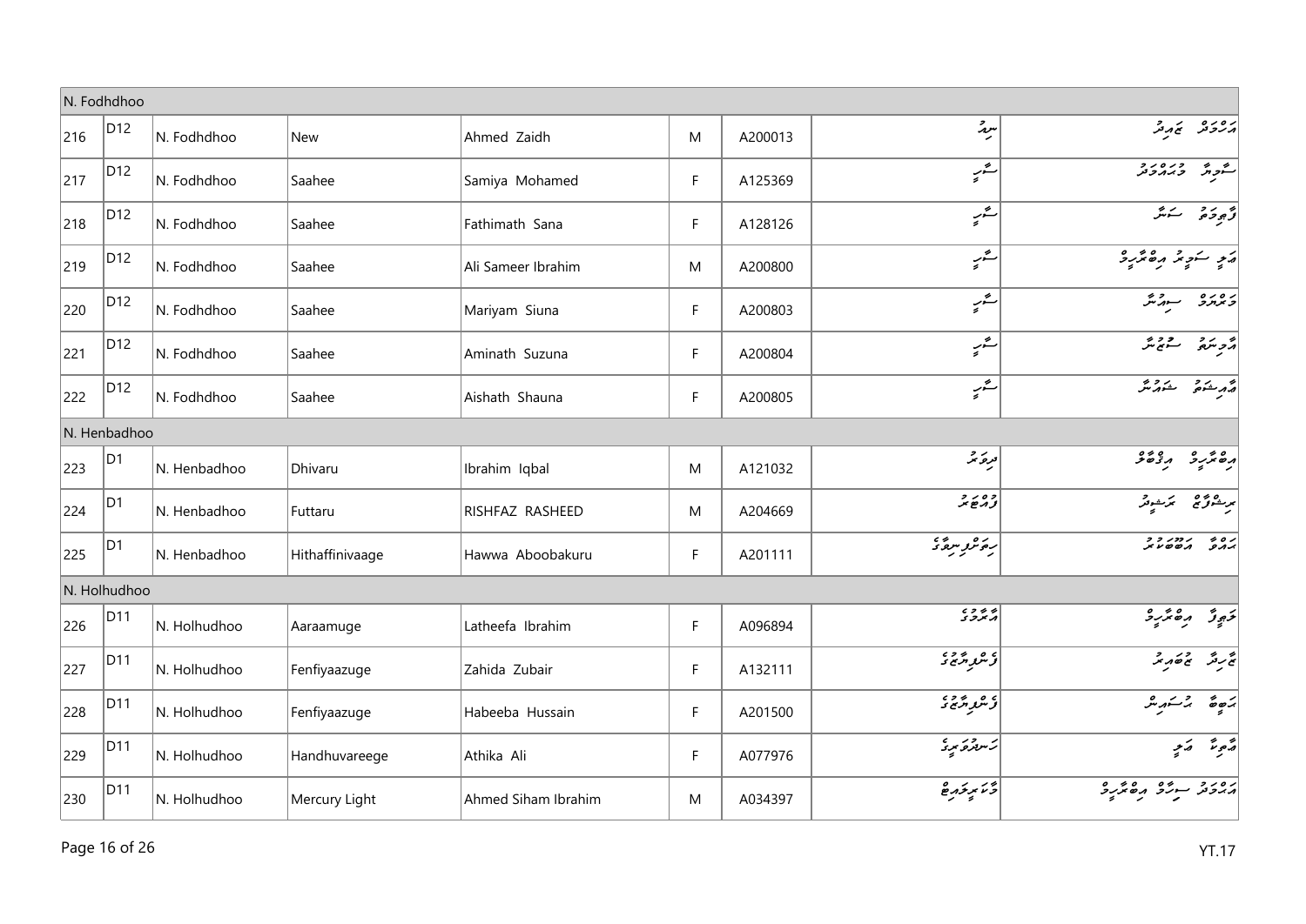| N. Fodhdhoo | | | | | | | | |
|---|---|---|---|---|---|---|---|---|
| 216 | D12 | N. Fodhdhoo | New | Ahmed Zaidh | M | A200013 | ނިއު | އަހްމަދު ޒައިދު |
| 217 | D12 | N. Fodhdhoo | Saahee | Samiya Mohamed | F | A125369 | ސާހީ | ސާމިޔާ މުހައްމަދު |
| 218 | D12 | N. Fodhdhoo | Saahee | Fathimath Sana | F | A128126 | ސާހީ | ފާތިމަތު ސަނާ |
| 219 | D12 | N. Fodhdhoo | Saahee | Ali Sameer Ibrahim | M | A200800 | ސާހީ | އަލި ސަމީރު އިބްރާހީމް |
| 220 | D12 | N. Fodhdhoo | Saahee | Mariyam Siuna | F | A200803 | ސާހީ | މަރިޔަމް ސިއުނާ |
| 221 | D12 | N. Fodhdhoo | Saahee | Aminath Suzuna | F | A200804 | ސާހީ | އާމިނަތު ސުޒޫނާ |
| 222 | D12 | N. Fodhdhoo | Saahee | Aishath Shauna | F | A200805 | ސާހީ | އާއިޝަތު ޝައުނާ |
| N. Henbadhoo | | | | | | | | |
| 223 | D1 | N. Henbadhoo | Dhivaru | Ibrahim Iqbal | M | A121032 | ދިވަރު | އިބްރާހީމް އިޤްބާލް |
| 224 | D1 | N. Henbadhoo | Futtaru | RISHFAZ RASHEED | M | A204669 | ފުއްޓަރު | ރިޝްފާޒް ރަޝީދު |
| 225 | D1 | N. Henbadhoo | Hithaffinivaage | Hawwa Aboobakuru | F | A201111 | ހިތަފިނިވާގެ | ހައްވާ އަބޫބަކުރު |
| N. Holhudhoo | | | | | | | | |
| 226 | D11 | N. Holhudhoo | Aaraamuge | Latheefa Ibrahim | F | A096894 | އާރާމުގެ | ލަޠީފާ އިބްރާހީމް |
| 227 | D11 | N. Holhudhoo | Fenfiyaazuge | Zahida Zubair | F | A132111 | ފެންފިޔާޒުގެ | ޒާހިދާ ޒުބައިރު |
| 228 | D11 | N. Holhudhoo | Fenfiyaazuge | Habeeba Hussain | F | A201500 | ފެންފިޔާޒުގެ | ހަބީބާ ހުސައިން |
| 229 | D11 | N. Holhudhoo | Handhuvareege | Athika Ali | F | A077976 | ހަނދުވަރީގެ | އާތިކާ އަލި |
| 230 | D11 | N. Holhudhoo | Mercury Light | Ahmed Siham Ibrahim | M | A034397 | މާކިއުރީލައިޓް | އަހްމަދު ސިހާމް އިބްރާހީމް |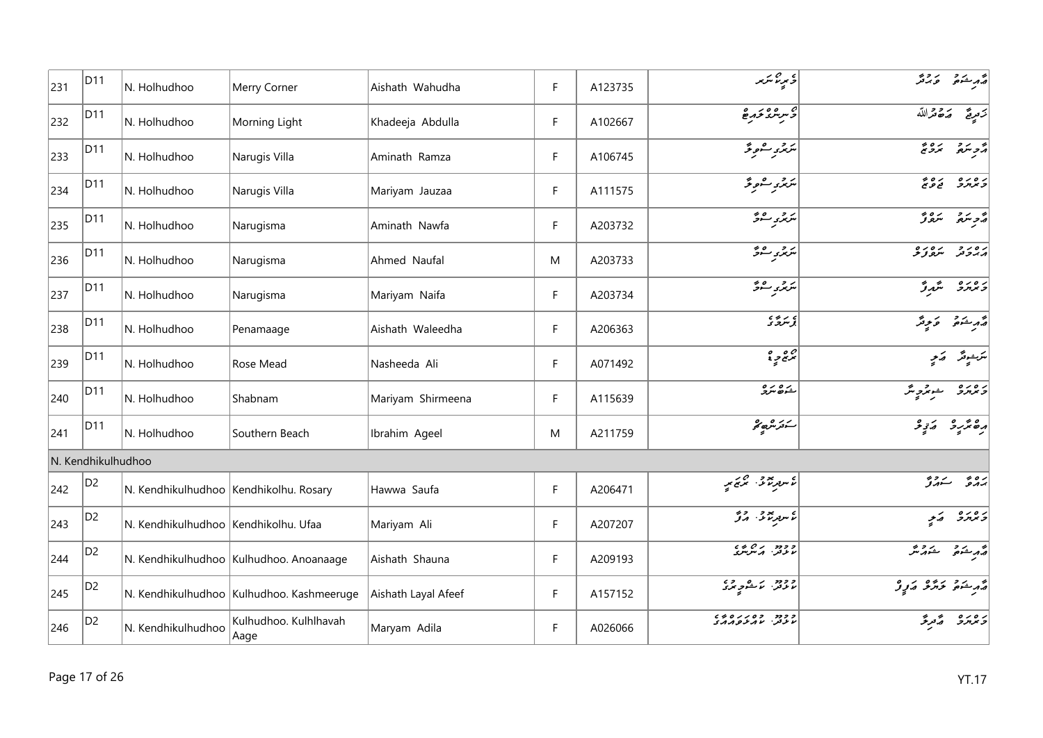| 231 | D11 | N. Holhudhoo | Merry Corner | Aishath Wahudha | F | A123735 | މެރީ ކޯނަރ | އައިށަތު ވަހުދާ |
|---|---|---|---|---|---|---|---|---|
| 232 | D11 | N. Holhudhoo | Morning Light | Khadeeja Abdulla | F | A102667 | މޯނިންގ ލައިޓް | ޚަދީޖާ އަބްދުﷲ |
| 233 | D11 | N. Holhudhoo | Narugis Villa | Aminath Ramza | F | A106745 | ނަރުގިސްވިލާ | އާމިނަތު ރަމްޒާ |
| 234 | D11 | N. Holhudhoo | Narugis Villa | Mariyam Jauzaa | F | A111575 | ނަރުގިސްވިލާ | މަރިޔަމް ޖައުޒާ |
| 235 | D11 | N. Holhudhoo | Narugisma | Aminath Nawfa | F | A203732 | ނަރުގިސްމާ | އާމިނަތު ނައުފާ |
| 236 | D11 | N. Holhudhoo | Narugisma | Ahmed Naufal | M | A203733 | ނަރުގިސްމާ | އަޙްމަދު ނައުފަލް |
| 237 | D11 | N. Holhudhoo | Narugisma | Mariyam Naifa | F | A203734 | ނަރުގިސްމާ | މަރިޔަމް ނާއިފާ |
| 238 | D11 | N. Holhudhoo | Penamaage | Aishath Waleedha | F | A206363 | ޕެނަމާގެ | އައިށަތު ވަލީދާ |
| 239 | D11 | N. Holhudhoo | Rose Mead | Nasheeda Ali | F | A071492 | ރޯޒްމީޑް | ނަޝީދާ އަލީ |
| 240 | D11 | N. Holhudhoo | Shabnam | Mariyam Shirmeena | F | A115639 | ޝަބްނަމް | މަރިޔަމް ޝިރުމީނާ |
| 241 | D11 | N. Holhudhoo | Southern Beach | Ibrahim Ageel | M | A211759 | ސަދަރންބީޗް | އިބްރާހީމް އަޤީލް |
| N. Kendhikulhudhoo | | | | | | | | |
| 242 | D2 | N. Kendhikulhudhoo | Kendhikolhu. Rosary | Hawwa Saufa | F | A206471 | ކެނދިކޮޅު. ރޯޒަރީ | ހައްވާ ސައުފާ |
| 243 | D2 | N. Kendhikulhudhoo | Kendhikolhu. Ufaa | Mariyam Ali | F | A207207 | ކެނދިކޮޅު. އުފާ | މަރިޔަމް އަލީ |
| 244 | D2 | N. Kendhikulhudhoo | Kulhudhoo. Anoanaage | Aishath Shauna | F | A209193 | ކުޅުދޫ. އަނޯނާގެ | އައިށަތު ޝައުނާ |
| 245 | D2 | N. Kendhikulhudhoo | Kulhudhoo. Kashmeeruge | Aishath Layal Afeef | F | A157152 | ކުޅުދޫ. ކަޝްމީރުގެ | އައިށަތު ލަޔާލް އަފީފް |
| 246 | D2 | N. Kendhikulhudhoo | Kulhudhoo. Kulhlhavah Aage | Maryam Adila | F | A026066 | ކުޅުދޫ. ކުޅްޅަވަހާގެ | މަރިޔަމް އާދިލާ |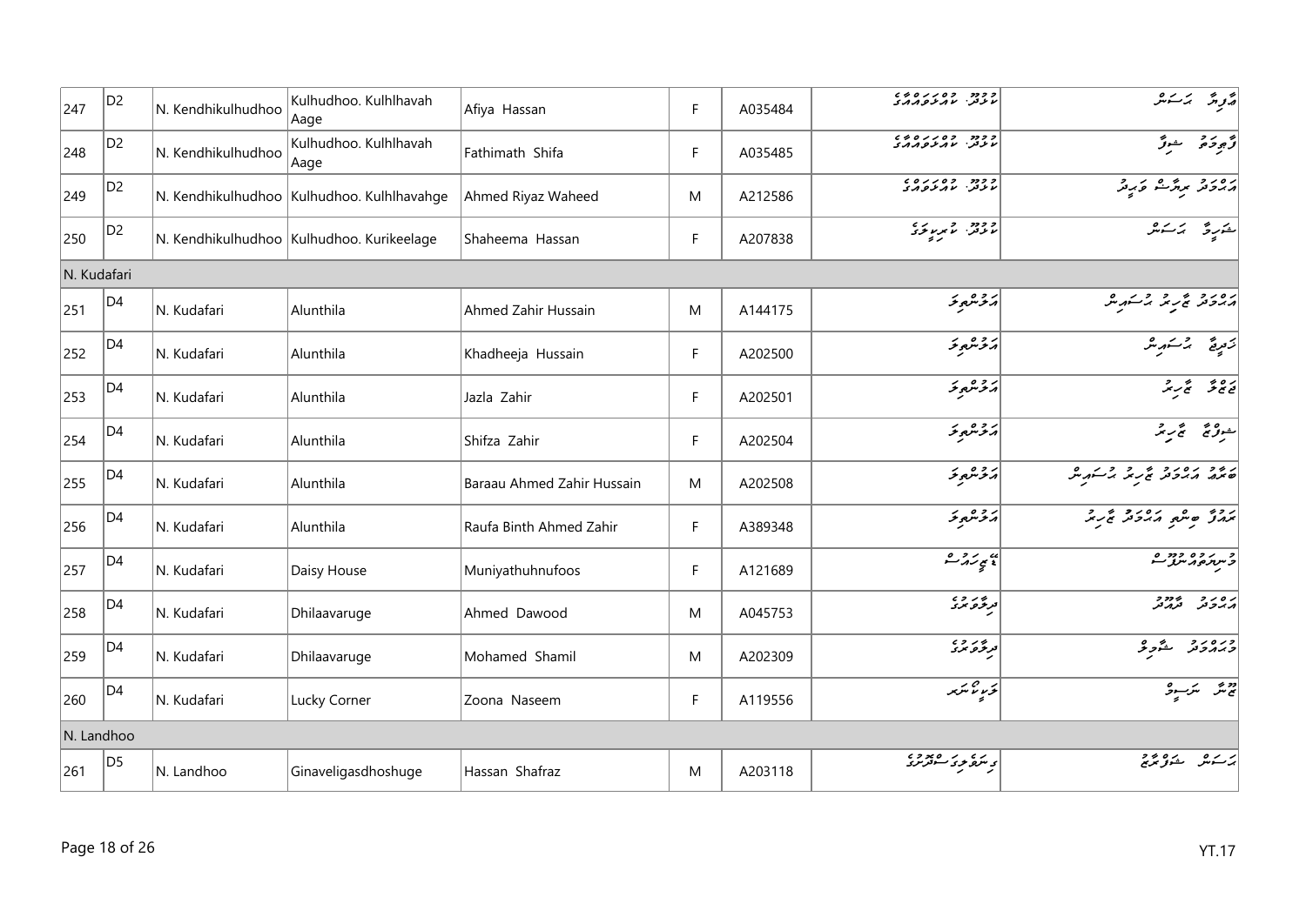| 247 | D2 | N. Kendhikulhudhoo | Kulhudhoo. Kulhlhavah Aage | Afiya Hassan | F | A035484 | ކުޅުދޫ. ކުއްޅަވަހައާގެ | އާފިޔާ ހަސަން |
|---|---|---|---|---|---|---|---|---|
| 248 | D2 | N. Kendhikulhudhoo | Kulhudhoo. Kulhlhavah Aage | Fathimath Shifa | F | A035485 | ކުޅުދޫ. ކުއްޅަވަހައާގެ | ފާތިމަތު ޝިފާ |
| 249 | D2 | N. Kendhikulhudhoo | Kulhudhoo. Kulhlhavahge | Ahmed Riyaz Waheed | M | A212586 | ކުޅުދޫ. ކުއްޅަވަހުގެ | އަހުމަދު ރިޔާޒް ވަޙީދު |
| 250 | D2 | N. Kendhikulhudhoo | Kulhudhoo. Kurikeelage | Shaheema Hassan | F | A207838 | ކުޅުދޫ. ކުރިކީލަގެ | ޝަހީމާ ހަސަން |
| N. Kudafari | | | | | | | | |
| 251 | D4 | N. Kudafari | Alunthila | Ahmed Zahir Hussain | M | A144175 | އަލުންތިލަ | އަހުމަދު ޒާހިރު ހުސައިން |
| 252 | D4 | N. Kudafari | Alunthila | Khadheeja Hussain | F | A202500 | އަލުންތިލަ | ޚަދީޖާ ހުސައިން |
| 253 | D4 | N. Kudafari | Alunthila | Jazla Zahir | F | A202501 | އަލުންތިލަ | ޖަޒްލާ ޒާހިރު |
| 254 | D4 | N. Kudafari | Alunthila | Shifza Zahir | F | A202504 | އަލުންތިލަ | ޝިފްޒާ ޒާހިރު |
| 255 | D4 | N. Kudafari | Alunthila | Baraau Ahmed Zahir Hussain | M | A202508 | އަލުންތިލަ | ބަރާއު އަހުމަދު ޒާހިރު ހުސައިން |
| 256 | D4 | N. Kudafari | Alunthila | Raufa Binth Ahmed Zahir | F | A389348 | އަލުންތިލަ | ރައުފާ ބިންތި އަހުމަދު ޒާހިރު |
| 257 | D4 | N. Kudafari | Daisy House | Muniyathuhnufoos | F | A121689 | ޑޭޒީހައުސް | މުނިޔަތުއްނުފޫސް |
| 258 | D4 | N. Kudafari | Dhilaavaruge | Ahmed Dawood | M | A045753 | ދިލާވަރުގެ | އަހުމަދު ދާއޫދު |
| 259 | D4 | N. Kudafari | Dhilaavaruge | Mohamed Shamil | M | A202309 | ދިލާވަރުގެ | މުހައްމަދު ޝާމިލް |
| 260 | D4 | N. Kudafari | Lucky Corner | Zoona Naseem | F | A119556 | ލަކީކޯނަރ | ޒޫނާ ނަސީމް |
| N. Landhoo | | | | | | | | |
| 261 | D5 | N. Landhoo | Ginaveligasdhoshuge | Hassan Shafraz | M | A203118 | ގިނަވެލިގަސްދޮށުގެ | ހަސަން ޝަފްރާޒު |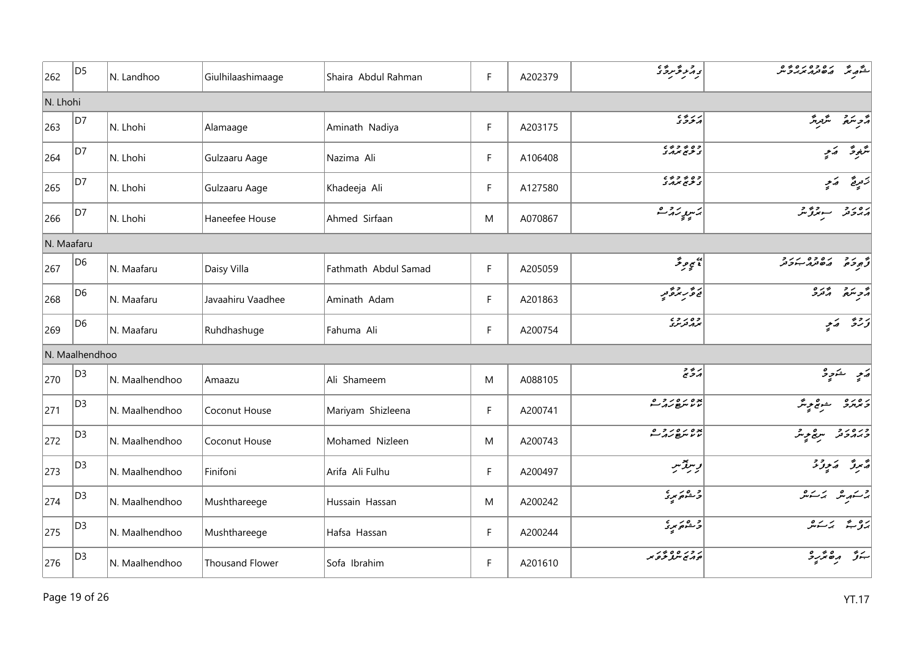| 262 | D5 | N. Landhoo | Giulhilaashimaage | Shaira Abdul Rahman | F | A202379 | ގިއުޅިލާޝިމާގެ | ޝާއިރާ އަބްދުއްރަޙްމާން |
|---|---|---|---|---|---|---|---|---|
| N. Lhohi | | | | | | | | |
| 263 | D7 | N. Lhohi | Alamaage | Aminath Nadiya | F | A203175 | އަލަމާގެ | އާމިނަތު ނާދިޔާ |
| 264 | D7 | N. Lhohi | Gulzaaru Aage | Nazima Ali | F | A106408 | ގުލްޒާރު އާގެ | ނާޒިމާ އަލީ |
| 265 | D7 | N. Lhohi | Gulzaaru Aage | Khadeeja Ali | F | A127580 | ގުލްޒާރު އާގެ | ޚަދީޖާ އަލީ |
| 266 | D7 | N. Lhohi | Haneefee House | Ahmed Sirfaan | M | A070867 | ހަނީފީހައުސް | އަޙްމަދު ސިރުފާން |
| N. Maafaru | | | | | | | | |
| 267 | D6 | N. Maafaru | Daisy Villa | Fathmath Abdul Samad | F | A205059 | ޑެއިޒީވިލާ | ފާތިމަތު އަބްދުއްސަމަދު |
| 268 | D6 | N. Maafaru | Javaahiru Vaadhee | Aminath Adam | F | A201863 | ޖަވާހިރުވާދީ | އާމިނަތު އާދަމް |
| 269 | D6 | N. Maafaru | Ruhdhashuge | Fahuma Ali | F | A200754 | ރުއްދަށުގެ | ފަހުމާ އަލީ |
| N. Maalhendhoo | | | | | | | | |
| 270 | D3 | N. Maalhendhoo | Amaazu | Ali Shameem | M | A088105 | އަމާޒު | އަލީ ޝަމީމް |
| 271 | D3 | N. Maalhendhoo | Coconut House | Mariyam Shizleena | F | A200741 | ކޯކޮނަޓްހައުސް | މަރިޔަމް ޝިޒްލީނާ |
| 272 | D3 | N. Maalhendhoo | Coconut House | Mohamed Nizleen | M | A200743 | ކޯކޮނަޓްހައުސް | މުޙައްމަދު ނިޒްލީން |
| 273 | D3 | N. Maalhendhoo | Finifoni | Arifa Ali Fulhu | F | A200497 | ފިނިފޮނި | އާރިފާ އަލީފުޅު |
| 274 | D3 | N. Maalhendhoo | Mushthareege | Hussain Hassan | M | A200242 | މުށްތަރީގެ | ހުސައިން ހަސަން |
| 275 | D3 | N. Maalhendhoo | Mushthareege | Hafsa Hassan | F | A200244 | މުށްތަރީގެ | ހަފްސާ ހަސަން |
| 276 | D3 | N. Maalhendhoo | Thousand Flower | Sofa Ibrahim | F | A201610 | ތައުޒަންޑްފްލަވަރ | ސަފާ އިބްރާހީމް |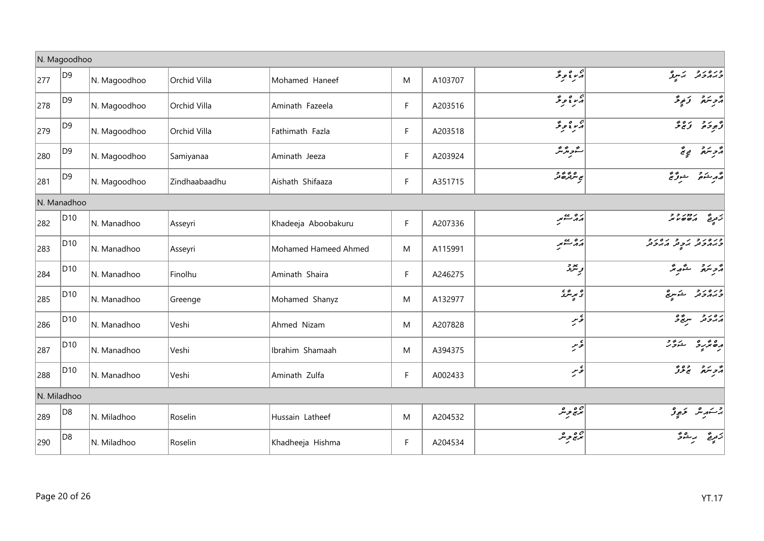| N. Magoodhoo | | | | | | | | |
|---|---|---|---|---|---|---|---|---|
| 277 | D9 | N. Magoodhoo | Orchid Villa | Mohamed Haneef | M | A103707 | އޯކިޑްވިލާ | މުހައްމަދު ހަނީފް |
| 278 | D9 | N. Magoodhoo | Orchid Villa | Aminath Fazeela | F | A203516 | އޯކިޑްވިލާ | އާމިނަތު ފަޒީލާ |
| 279 | D9 | N. Magoodhoo | Orchid Villa | Fathimath Fazla | F | A203518 | އޯކިޑްވިލާ | ފާތިމަތު ފަޟްލާ |
| 280 | D9 | N. Magoodhoo | Samiyanaa | Aminath Jeeza | F | A203924 | ސާމިޔަނާ | އާމިނަތު ޖީޒާ |
| 281 | D9 | N. Magoodhoo | Zindhaabaadhu | Aishath Shifaaza | F | A351715 | ޒިންދާބާދު | އައިށަތު ށިފާޒާ |
| N. Manadhoo | | | | | | | | |
| 282 | D10 | N. Manadhoo | Asseyri | Khadeeja Aboobakuru | F | A207336 | އައްސޭރި | ޚަދީޖާ އަބޫބަކުރު |
| 283 | D10 | N. Manadhoo | Asseyri | Mohamed Hameed Ahmed | M | A115991 | އައްސޭރި | މުހައްމަދު ހަމީދު އަހްމަދު |
| 284 | D10 | N. Manadhoo | Finolhu | Aminath Shaira | F | A246275 | ފިނޮޅު | އާމިނަތު ޝާއިރާ |
| 285 | D10 | N. Manadhoo | Greenge | Mohamed Shanyz | M | A132977 | ގްރީންގެ | މުހައްމަދު ޝަނީޒް |
| 286 | D10 | N. Manadhoo | Veshi | Ahmed Nizam | M | A207828 | ވެށި | އަހްމަދު ނިޒާމް |
| 287 | D10 | N. Manadhoo | Veshi | Ibrahim Shamaah | M | A394375 | ވެށި | އިބްރާހީމް ޝަމާހު |
| 288 | D10 | N. Manadhoo | Veshi | Aminath Zulfa | F | A002433 | ވެށި | އާމިނަތު ޒުލްފާ |
| N. Miladhoo | | | | | | | | |
| 289 | D8 | N. Miladhoo | Roselin | Hussain Latheef | M | A204532 | ރޯޒްލިން | ހުސައިން ލަޠީފް |
| 290 | D8 | N. Miladhoo | Roselin | Khadheeja Hishma | F | A204534 | ރޯޒްލިން | ޚަދީޖާ ހިޝްމާ |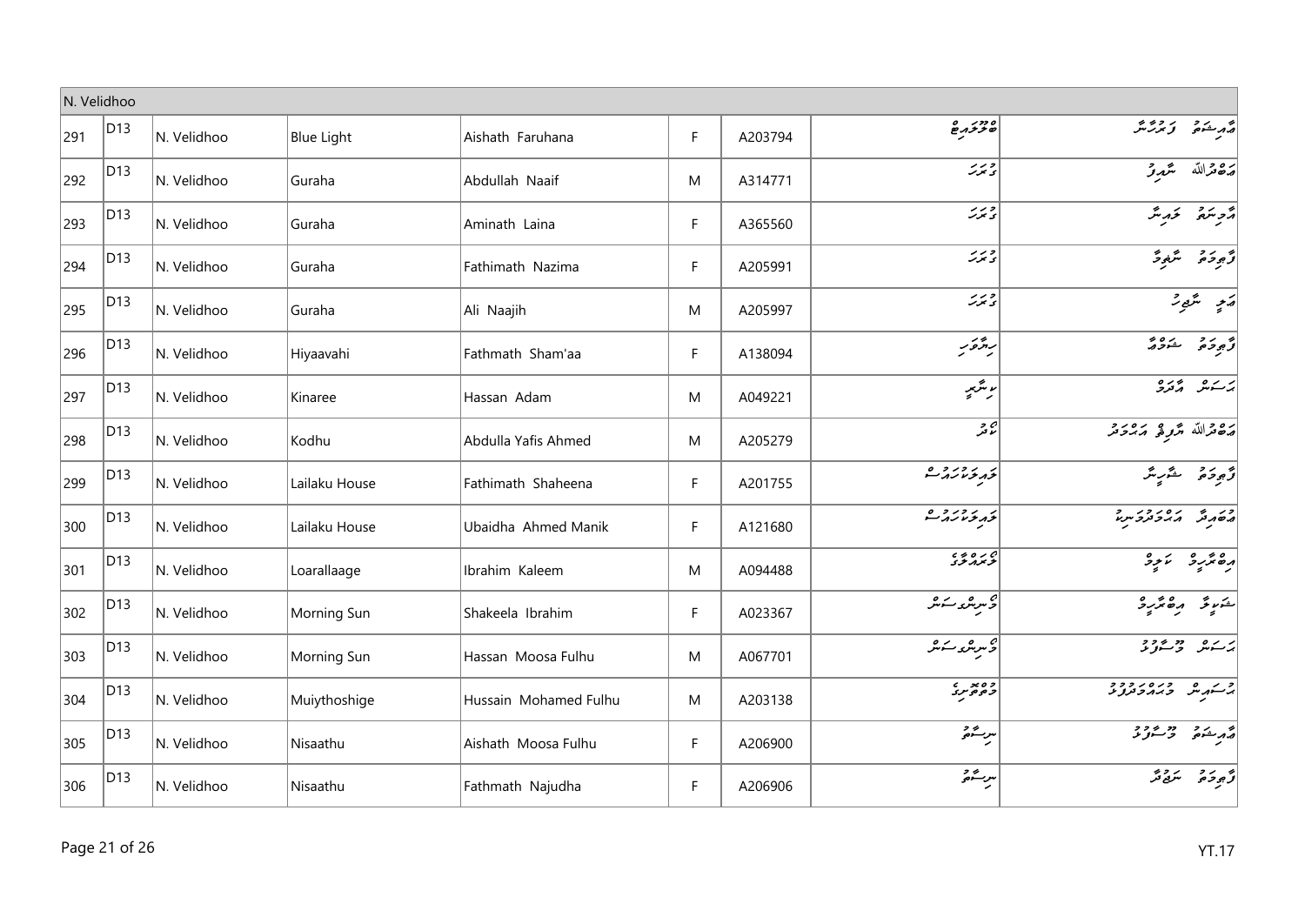N. Velidhoo

| 291 | D13 | N. Velidhoo | Blue Light | Aishath Faruhana | F | A203794 | ބުލޫލައިޓް | އައިށަތު ފަރުހާނާ |
|---|---|---|---|---|---|---|---|---|
| 292 | D13 | N. Velidhoo | Guraha | Abdullah Naaif | M | A314771 | ގުރަހަ | އަބްދުﷲ ނާއިފް |
| 293 | D13 | N. Velidhoo | Guraha | Aminath Laina | F | A365560 | ގުރަހަ | އާމިނަތު ލައިނާ |
| 294 | D13 | N. Velidhoo | Guraha | Fathimath Nazima | F | A205991 | ގުރަހަ | ފާތިމަތު ނާޒިމާ |
| 295 | D13 | N. Velidhoo | Guraha | Ali Naajih | M | A205997 | ގުރަހަ | އަލި ނާޖިހު |
| 296 | D13 | N. Velidhoo | Hiyaavahi | Fathmath Sham'aa | F | A138094 | ހިޔާވަހި | ފާތިމަތު ޝަމްއާ |
| 297 | D13 | N. Velidhoo | Kinaree | Hassan Adam | M | A049221 | ކިނާރީ | ހަސަން އާދަމް |
| 298 | D13 | N. Velidhoo | Kodhu | Abdulla Yafis Ahmed | M | A205279 | ކޮދު | އަބްދުﷲ ޔާފިޒް އަޙްމަދު |
| 299 | D13 | N. Velidhoo | Lailaku House | Fathimath Shaheena | F | A201755 | ލައިލަކު ހައުސް | ފާތިމަތު ޝަހީނާ |
| 300 | D13 | N. Velidhoo | Lailaku House | Ubaidha Ahmed Manik | F | A121680 | ލައިލަކު ހައުސް | އުބައިދާ އަޙްމަދުމަނިކު |
| 301 | D13 | N. Velidhoo | Loarallaage | Ibrahim Kaleem | M | A094488 | ލޯރަލްލާގެ | އިބްރާހީމް ކަލީމް |
| 302 | D13 | N. Velidhoo | Morning Sun | Shakeela Ibrahim | F | A023367 | މޯނިންގ ސަން | ޝަކީލާ އިބްރާހީމް |
| 303 | D13 | N. Velidhoo | Morning Sun | Hassan Moosa Fulhu | M | A067701 | މޯނިންގ ސަން | ހަސަން މޫސާފުޅު |
| 304 | D13 | N. Velidhoo | Muiythoshige | Hussain Mohamed Fulhu | M | A203138 | މުއިތޮށިގެ | ހުސައިން މުޙައްމަދުފުޅު |
| 305 | D13 | N. Velidhoo | Nisaathu | Aishath Moosa Fulhu | F | A206900 | ނިސާތު | އައިށަތު މޫސާފުޅު |
| 306 | D13 | N. Velidhoo | Nisaathu | Fathmath Najudha | F | A206906 | ނިސާތު | ފާތިމަތު ނަޖުދާ |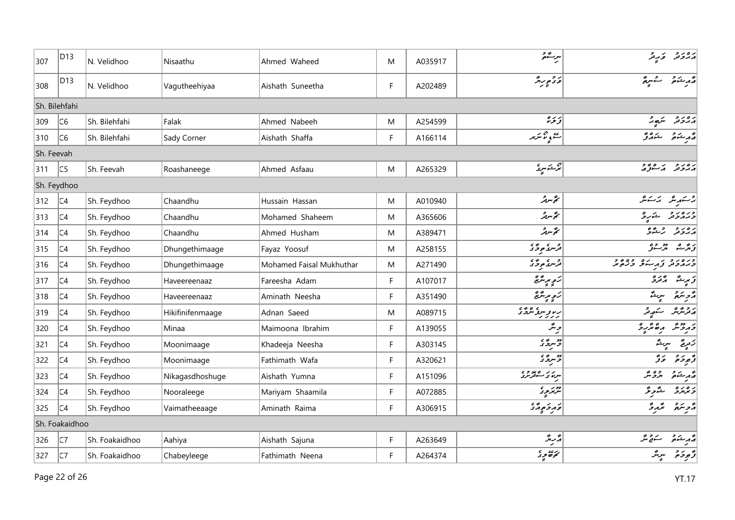| 307 | D13 | N. Velidhoo | Nisaathu | Ahmed Waheed | M | A035917 | ސިސާތު | އަޙްމަދު ވަޙީދު |
|---|---|---|---|---|---|---|---|---|
| 308 | D13 | N. Velidhoo | Vagutheehiyaa | Aishath Suneetha | F | A202489 | ވަގުތީހިޔާ | އާއިޝަތު ސުނީތާ |
| Sh. Bilehfahi | | | | | | | | |
| 309 | C6 | Sh. Bilehfahi | Falak | Ahmed Nabeeh | M | A254599 | ފަލަކް | އަޙްމަދު ނަބީހު |
| 310 | C6 | Sh. Bilehfahi | Sady Corner | Aishath Shaffa | F | A166114 | ސޭޑީ ކޯނަރ | އާއިޝަތު ޝައްފާ |
| Sh. Feevah | | | | | | | | |
| 311 | C5 | Sh. Feevah | Roashaneege | Ahmed Asfaau | M | A265329 | ރޯޝަނީގެ | އަޙްމަދު އަސްފާއު |
| Sh. Feydhoo | | | | | | | | |
| 312 | C4 | Sh. Feydhoo | Chaandhu | Hussain Hassan | M | A010940 | ޗާނދު | ޙުސައިން ޙަސަން |
| 313 | C4 | Sh. Feydhoo | Chaandhu | Mohamed Shaheem | M | A365606 | ޗާނދު | މުޙައްމަދު ޝަހީމް |
| 314 | C4 | Sh. Feydhoo | Chaandhu | Ahmed Husham | M | A389471 | ޗާނދު | އަޙްމަދު ހުޝާމް |
| 315 | C4 | Sh. Feydhoo | Dhungethimaage | Fayaz Yoosuf | M | A258155 | ދުންގެތިމާގެ | ފައްޔާޒް ޔޫސުފް |
| 316 | C4 | Sh. Feydhoo | Dhungethimaage | Mohamed Faisal Mukhuthar | M | A271490 | ދުންގެތިމާގެ | މުޙައްމަދު ފައިސަލް މުޚުތާރު |
| 317 | C4 | Sh. Feydhoo | Haveereenaaz | Fareesha Adam | F | A107017 | ހަވީރީނާޒް | ފަރީޝާ އާދަމް |
| 318 | C4 | Sh. Feydhoo | Haveereenaaz | Aminath Neesha | F | A351490 | ހަވީރީނާޒް | އާމިނަތު ނީޝާ |
| 319 | C4 | Sh. Feydhoo | Hikifinifenmaage | Adnan Saeed | M | A089715 | ހިކިފިނިފެންމާގެ | އަދުނާން ސައީދު |
| 320 | C4 | Sh. Feydhoo | Minaa | Maimoona Ibrahim | F | A139055 | މިނާ | މައިމޫނާ އިބްރާހިމް |
| 321 | C4 | Sh. Feydhoo | Moonimaage | Khadeeja Neesha | F | A303145 | މޫނިމާގެ | ޚަދީޖާ ނީޝާ |
| 322 | C4 | Sh. Feydhoo | Moonimaage | Fathimath Wafa | F | A320621 | މޫނިމާގެ | ފާތިމަތު ވަފާ |
| 323 | C4 | Sh. Feydhoo | Nikagasdhoshuge | Aishath Yumna | F | A151096 | ނިކަގަސްދޮށުގެ | އާއިޝަތު ޔުމްނާ |
| 324 | C4 | Sh. Feydhoo | Nooraleege | Mariyam Shaamila | F | A072885 | ނޫރަލީގެ | މަރިޔަމް ޝާމިލާ |
| 325 | C4 | Sh. Feydhoo | Vaimatheeaage | Aminath Raima | F | A306915 | ވައިމަތީއާގެ | އާމިނަތު ރައިމާ |
| Sh. Foakaidhoo | | | | | | | | |
| 326 | C7 | Sh. Foakaidhoo | Aahiya | Aishath Sajuna | F | A263649 | އާހިޔާ | އާއިޝަތު ސަޖުނާ |
| 327 | C7 | Sh. Foakaidhoo | Chabeyleege | Fathimath Neena | F | A264374 | ޗަބޭލީގެ | ފާތިމަތު ނީނާ |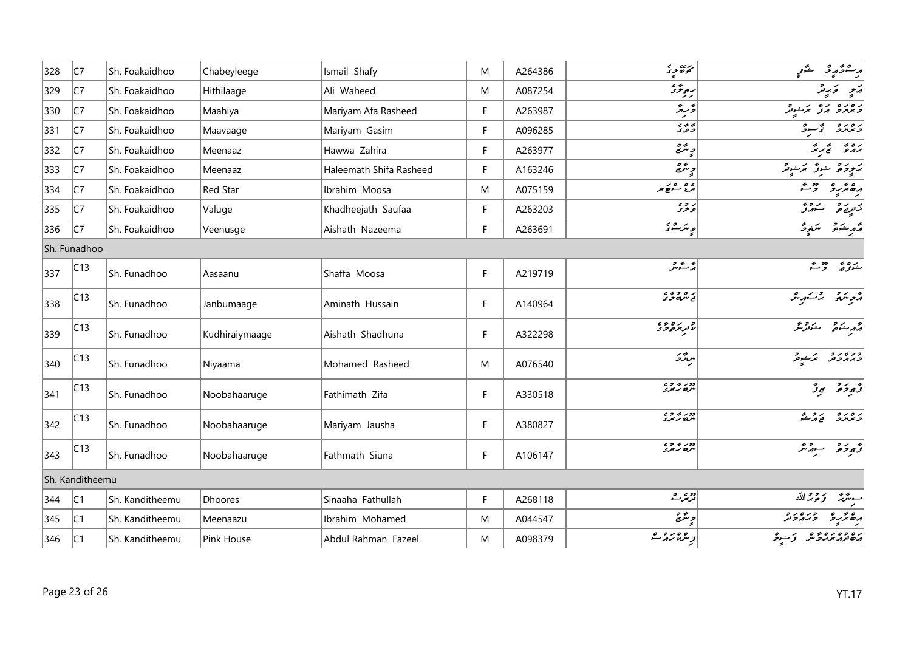| 328 | C7 | Sh. Foakaidhoo | Chabeyleege | Ismail Shafy | M | A264386 | ޗަބޭލީގެ | އިސްމާޢީލް ޝާފީ |
|---|---|---|---|---|---|---|---|---|
| 329 | C7 | Sh. Foakaidhoo | Hithilaage | Ali Waheed | M | A087254 | ހިތިލާގެ | އަލި ވަޙީދު |
| 330 | C7 | Sh. Foakaidhoo | Maahiya | Mariyam Afa Rasheed | F | A263987 | މާހިޔާ | މަރިޔަމް އަފާ ރަޝީދު |
| 331 | C7 | Sh. Foakaidhoo | Maavaage | Mariyam Gasim | F | A096285 | މާވާގެ | މަރިޔަމް ޤާސިމް |
| 332 | C7 | Sh. Foakaidhoo | Meenaaz | Hawwa Zahira | F | A263977 | މީނާޒް | ހައްވާ ޒާހިރާ |
| 333 | C7 | Sh. Foakaidhoo | Meenaaz | Haleemath Shifa Rasheed | F | A163246 | މީނާޒް | ހަލީމަތު ޝިފާ ރަޝީދު |
| 334 | C7 | Sh. Foakaidhoo | Red Star | Ibrahim Moosa | M | A075159 | ރެޑް ސްޓަރ | އިބްރާހީމް މޫސާ |
| 335 | C7 | Sh. Foakaidhoo | Valuge | Khadheejath Saufaa | F | A263203 | ވަލުގެ | ޚަދީޖަތު ސައުފާ |
| 336 | C7 | Sh. Foakaidhoo | Veenusge | Aishath Nazeema | F | A263691 | ވީނަސްގެ | އާއިޝަތު ނަޒީމާ |
| Sh. Funadhoo | | | | | | | | |
| 337 | C13 | Sh. Funadhoo | Aasaanu | Shaffa Moosa | F | A219719 | އާސާނު | ޝައްފާ މޫސާ |
| 338 | C13 | Sh. Funadhoo | Janbumaage | Aminath Hussain | F | A140964 | ޖަންބުމާގެ | އާމިނަތު ހުސައިން |
| 339 | C13 | Sh. Funadhoo | Kudhiraiymaage | Aishath Shadhuna | F | A322298 | ކުދިރަތްމާގެ | އާއިޝަތު ޝަދުނާ |
| 340 | C13 | Sh. Funadhoo | Niyaama | Mohamed Rasheed | M | A076540 | ނިޔާމަ | މުޙައްމަދު ރަޝީދު |
| 341 | C13 | Sh. Funadhoo | Noobahaaruge | Fathimath Zifa | F | A330518 | ނޫބަހާރުގެ | ފާތިމަތު ޒިފާ |
| 342 | C13 | Sh. Funadhoo | Noobahaaruge | Mariyam Jausha | F | A380827 | ނޫބަހާރުގެ | މަރިޔަމް ޖައުޝާ |
| 343 | C13 | Sh. Funadhoo | Noobahaaruge | Fathmath Siuna | F | A106147 | ނޫބަހާރުގެ | ފާތިމަތު ސިއުނާ |
| Sh. Kanditheemu | | | | | | | | |
| 344 | C1 | Sh. Kanditheemu | Dhoores | Sinaaha Fathullah | F | A268118 | ދޫރެސް | ސިނާހާ ފަތުحُ الله |
| 345 | C1 | Sh. Kanditheemu | Meenaazu | Ibrahim Mohamed | M | A044547 | މީނާޒު | އިބްރާހީމް މުޙައްމަދު |
| 346 | C1 | Sh. Kanditheemu | Pink House | Abdul Rahman Fazeel | M | A098379 | ޕިންކްހައުސް | އަބްދުއްރަޙްމާން ފަޟީލް |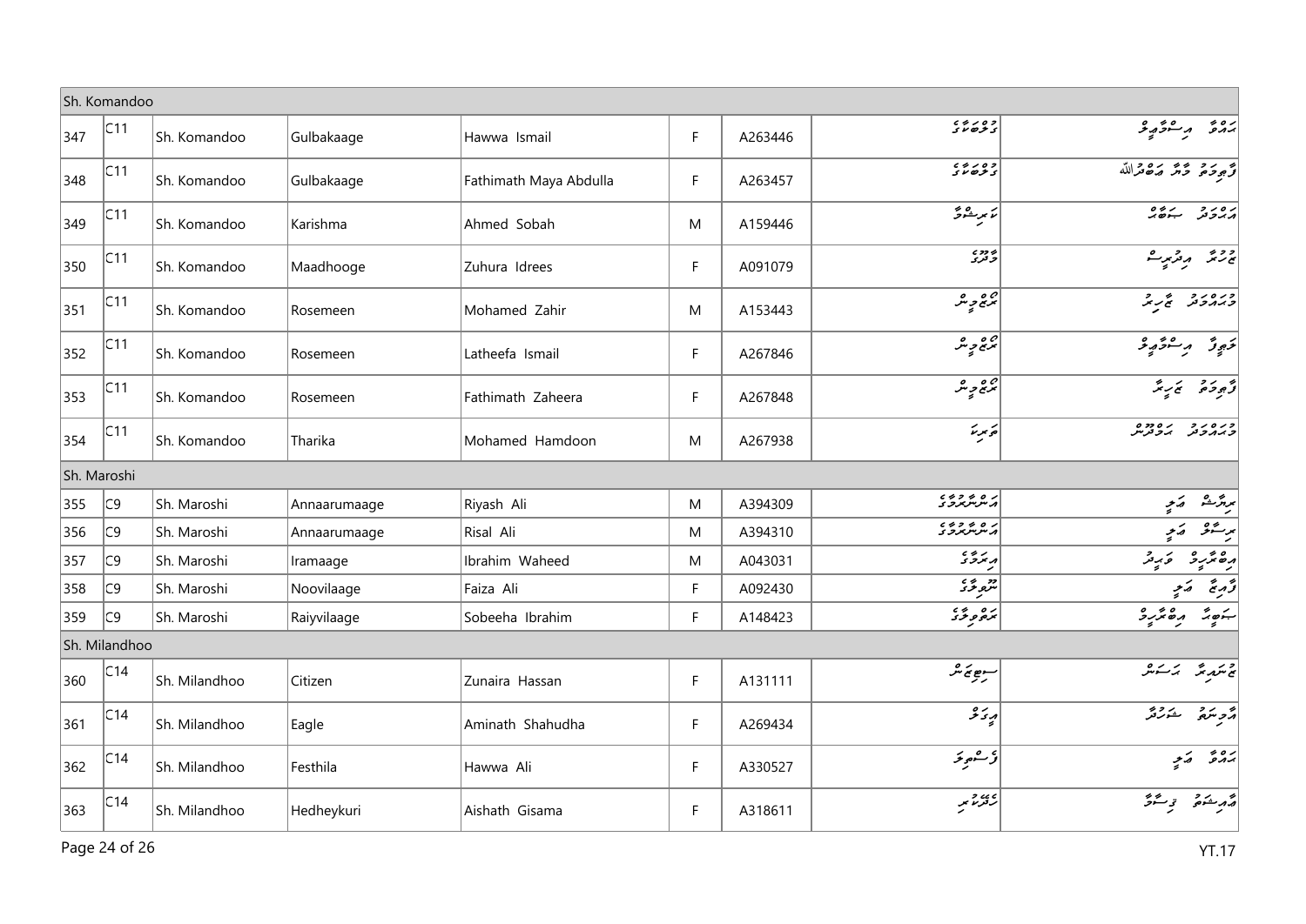| Sh. Komandoo | | | | | | | | |
|---|---|---|---|---|---|---|---|---|
| 347 | C11 | Sh. Komandoo | Gulbakaage | Hawwa Ismail | F | A263446 | ގުލްބަކާގެ | ހައްވާ އިސްމާޢީލް |
| 348 | C11 | Sh. Komandoo | Gulbakaage | Fathimath Maya Abdulla | F | A263457 | ގުލްބަކާގެ | ފާތިމަތު މާޔާ ޢަބްދުالله |
| 349 | C11 | Sh. Komandoo | Karishma | Ahmed Sobah | M | A159446 | ކަރިޝްމާ | އަޙްމަދު ސަބާޙް |
| 350 | C11 | Sh. Komandoo | Maadhooge | Zuhura Idrees | F | A091079 | މާދޫގެ | ޒުހުރާ އިދްރީސް |
| 351 | C11 | Sh. Komandoo | Rosemeen | Mohamed Zahir | M | A153443 | ރޯޒްމީން | މުޙައްމަދު ޒާހިރު |
| 352 | C11 | Sh. Komandoo | Rosemeen | Latheefa Ismail | F | A267846 | ރޯޒްމީން | ލަޠީފާ އިސްމާޢީލް |
| 353 | C11 | Sh. Komandoo | Rosemeen | Fathimath Zaheera | F | A267848 | ރޯޒްމީން | ފާތިމަތު ޒަހީރާ |
| 354 | C11 | Sh. Komandoo | Tharika | Mohamed Hamdoon | M | A267938 | ތަރިކަ | މުޙައްމަދު ހަމްދޫން |
| Sh. Maroshi | | | | | | | | |
| 355 | C9 | Sh. Maroshi | Annaarumaage | Riyash Ali | M | A394309 | އަންނާރުމާގެ | ރިޔާޝް ޢަލީ |
| 356 | C9 | Sh. Maroshi | Annaarumaage | Risal Ali | M | A394310 | އަންނާރުމާގެ | ރިސާލް ޢަލީ |
| 357 | C9 | Sh. Maroshi | Iramaage | Ibrahim Waheed | M | A043031 | އިރަމާގެ | އިބްރާހީމް ވަޙީދު |
| 358 | C9 | Sh. Maroshi | Noovilaage | Faiza Ali | F | A092430 | ނޫވިލާގެ | ފާއިޒާ ޢަލީ |
| 359 | C9 | Sh. Maroshi | Raiyvilaage | Sobeeha Ibrahim | F | A148423 | ރައްވިލާގެ | ސަބީޙާ އިބްރާހީމް |
| Sh. Milandhoo | | | | | | | | |
| 360 | C14 | Sh. Milandhoo | Citizen | Zunaira Hassan | F | A131111 | ސިޓިޒަން | ޒުނައިރާ ހަސަން |
| 361 | C14 | Sh. Milandhoo | Eagle | Aminath Shahudha | F | A269434 | އީގަލް | އާމިނަތު ޝަހުދާ |
| 362 | C14 | Sh. Milandhoo | Festhila | Hawwa Ali | F | A330527 | ފެސްތިލަ | ހައްވާ ޢަލީ |
| 363 | C14 | Sh. Milandhoo | Hedheykuri | Aishath Gisama | F | A318611 | ހެދޭކުރި | ޢާއިޝަތު ގިސާމާ |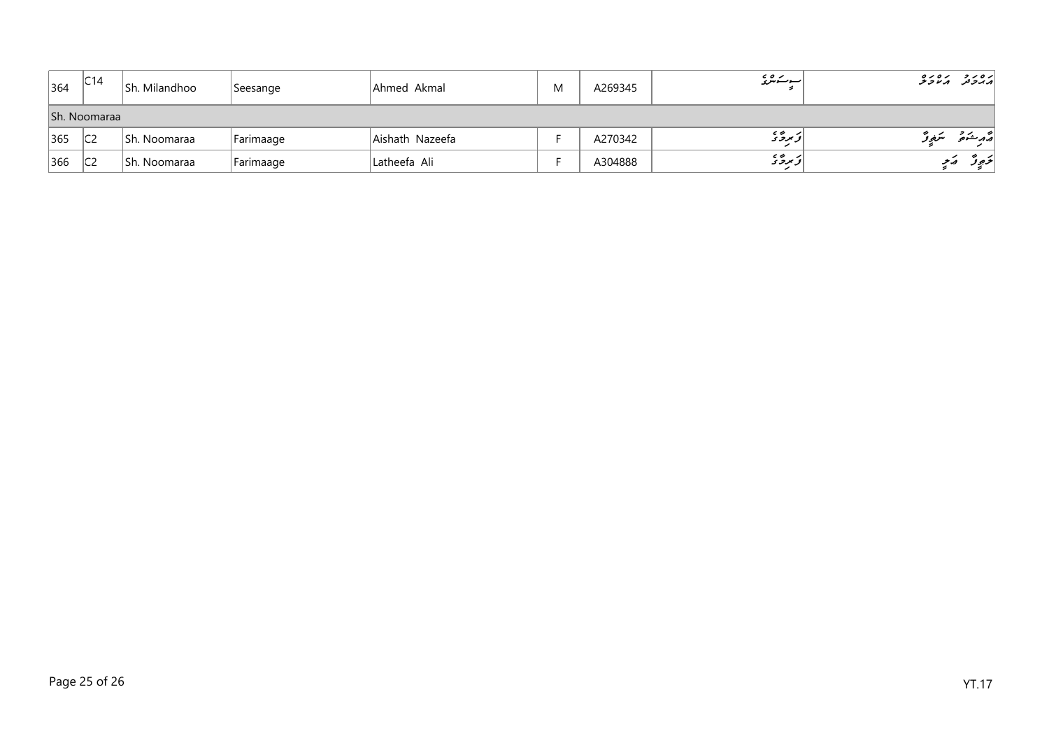| 364 | C14 | Sh. Milandhoo | Seesange | Ahmed Akmal | M | A269345 | ސީސަންގެ | އަޙްމަދު އަކްމަލް |
|---|---|---|---|---|---|---|---|---|
| Sh. Noomaraa | | | | | | | | |
| 365 | C2 | Sh. Noomaraa | Farimaage | Aishath Nazeefa | F | A270342 | ފަރިމާގެ | އާއިޝަތު ނަޒީފާ |
| 366 | C2 | Sh. Noomaraa | Farimaage | Latheefa Ali | F | A304888 | ފަރިމާގެ | ލަޠީފާ އަލި |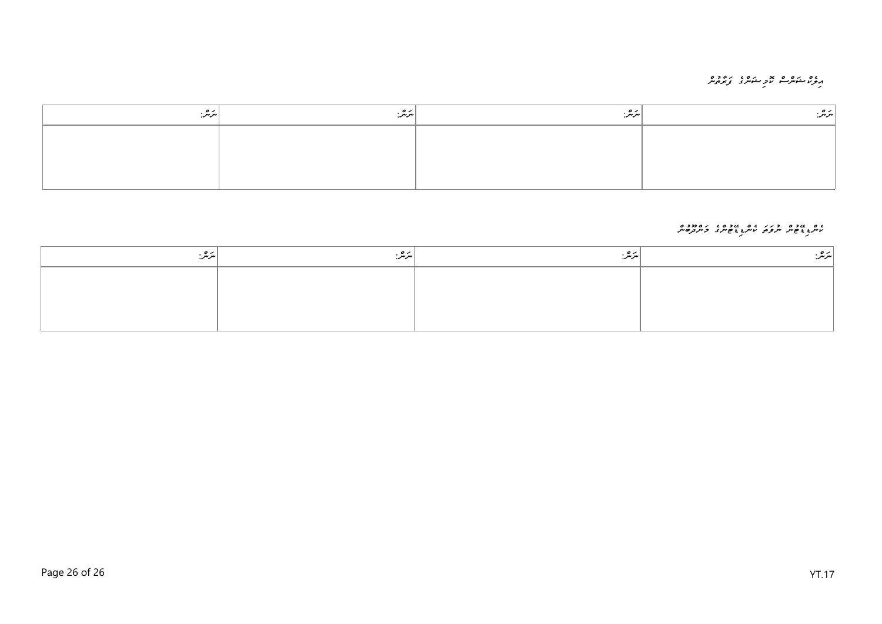## ދިވެހިރާއްޖޭގެ ގައުމީ ޝަހާދަތު ޔާއީ ސިފަ

| ނަންބަރު: | ނަންބަރު: | ނަންބަރު: | ނަންބަރު: |
|---|---|---|---|
| | | | |

## ކުންފުނީގެ ނަމުގައި ކުންފުނީގެ މަސްދޫނެ

| ނަންބަރު: | ނަންބަރު: | ނަންބަރު: | ނަންބަރު: |
|---|---|---|---|
| | | | |